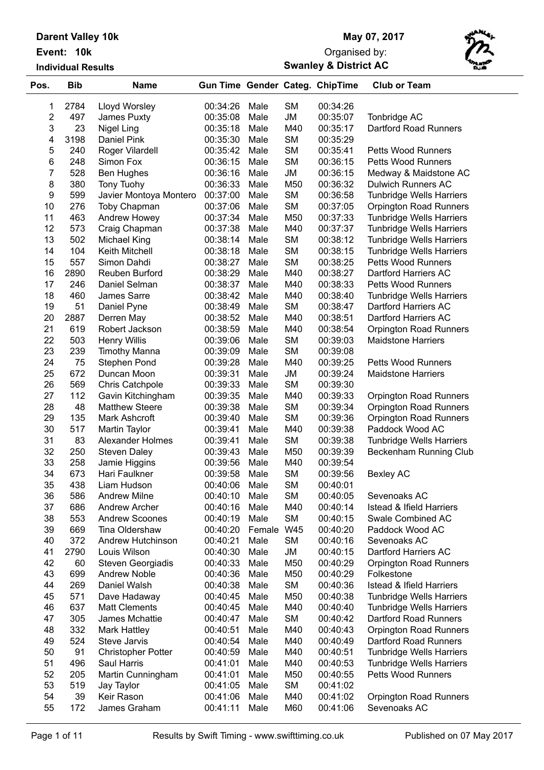**Darent Valley 10k**

**Event: 10k**

**Individual Results**

**May 07, 2017**

Organised by:

**Swanley & District AC**

| Pos. | Bib | Name | Gun Time | Gender | Categ. | ChipTime | Club or Team |
|---|---|---|---|---|---|---|---|
| 1 | 2784 | Lloyd Worsley | 00:34:26 | Male | SM | 00:34:26 | |
| 2 | 497 | James Puxty | 00:35:08 | Male | JM | 00:35:07 | Tonbridge AC |
| 3 | 23 | Nigel Ling | 00:35:18 | Male | M40 | 00:35:17 | Dartford Road Runners |
| 4 | 3198 | Daniel Pink | 00:35:30 | Male | SM | 00:35:29 | |
| 5 | 240 | Roger Vilardell | 00:35:42 | Male | SM | 00:35:41 | Petts Wood Runners |
| 6 | 248 | Simon Fox | 00:36:15 | Male | SM | 00:36:15 | Petts Wood Runners |
| 7 | 528 | Ben Hughes | 00:36:16 | Male | JM | 00:36:15 | Medway & Maidstone AC |
| 8 | 380 | Tony Tuohy | 00:36:33 | Male | M50 | 00:36:32 | Dulwich Runners AC |
| 9 | 599 | Javier Montoya Montero | 00:37:00 | Male | SM | 00:36:58 | Tunbridge Wells Harriers |
| 10 | 276 | Toby Chapman | 00:37:06 | Male | SM | 00:37:05 | Orpington Road Runners |
| 11 | 463 | Andrew Howey | 00:37:34 | Male | M50 | 00:37:33 | Tunbridge Wells Harriers |
| 12 | 573 | Craig Chapman | 00:37:38 | Male | M40 | 00:37:37 | Tunbridge Wells Harriers |
| 13 | 502 | Michael King | 00:38:14 | Male | SM | 00:38:12 | Tunbridge Wells Harriers |
| 14 | 104 | Keith Mitchell | 00:38:18 | Male | SM | 00:38:15 | Tunbridge Wells Harriers |
| 15 | 557 | Simon Dahdi | 00:38:27 | Male | SM | 00:38:25 | Petts Wood Runners |
| 16 | 2890 | Reuben Burford | 00:38:29 | Male | M40 | 00:38:27 | Dartford Harriers AC |
| 17 | 246 | Daniel Selman | 00:38:37 | Male | M40 | 00:38:33 | Petts Wood Runners |
| 18 | 460 | James Sarre | 00:38:42 | Male | M40 | 00:38:40 | Tunbridge Wells Harriers |
| 19 | 51 | Daniel Pyne | 00:38:49 | Male | SM | 00:38:47 | Dartford Harriers AC |
| 20 | 2887 | Derren May | 00:38:52 | Male | M40 | 00:38:51 | Dartford Harriers AC |
| 21 | 619 | Robert Jackson | 00:38:59 | Male | M40 | 00:38:54 | Orpington Road Runners |
| 22 | 503 | Henry Willis | 00:39:06 | Male | SM | 00:39:03 | Maidstone Harriers |
| 23 | 239 | Timothy Manna | 00:39:09 | Male | SM | 00:39:08 | |
| 24 | 75 | Stephen Pond | 00:39:28 | Male | M40 | 00:39:25 | Petts Wood Runners |
| 25 | 672 | Duncan Moon | 00:39:31 | Male | JM | 00:39:24 | Maidstone Harriers |
| 26 | 569 | Chris Catchpole | 00:39:33 | Male | SM | 00:39:30 | |
| 27 | 112 | Gavin Kitchingham | 00:39:35 | Male | M40 | 00:39:33 | Orpington Road Runners |
| 28 | 48 | Matthew Steere | 00:39:38 | Male | SM | 00:39:34 | Orpington Road Runners |
| 29 | 135 | Mark Ashcroft | 00:39:40 | Male | SM | 00:39:36 | Orpington Road Runners |
| 30 | 517 | Martin Taylor | 00:39:41 | Male | M40 | 00:39:38 | Paddock Wood AC |
| 31 | 83 | Alexander Holmes | 00:39:41 | Male | SM | 00:39:38 | Tunbridge Wells Harriers |
| 32 | 250 | Steven Daley | 00:39:43 | Male | M50 | 00:39:39 | Beckenham Running Club |
| 33 | 258 | Jamie Higgins | 00:39:56 | Male | M40 | 00:39:54 | |
| 34 | 673 | Hari Faulkner | 00:39:58 | Male | SM | 00:39:56 | Bexley AC |
| 35 | 438 | Liam Hudson | 00:40:06 | Male | SM | 00:40:01 | |
| 36 | 586 | Andrew Milne | 00:40:10 | Male | SM | 00:40:05 | Sevenoaks AC |
| 37 | 686 | Andrew Archer | 00:40:16 | Male | M40 | 00:40:14 | Istead & Ifield Harriers |
| 38 | 553 | Andrew Scoones | 00:40:19 | Male | SM | 00:40:15 | Swale Combined AC |
| 39 | 669 | Tina Oldershaw | 00:40:20 | Female | W45 | 00:40:20 | Paddock Wood AC |
| 40 | 372 | Andrew Hutchinson | 00:40:21 | Male | SM | 00:40:16 | Sevenoaks AC |
| 41 | 2790 | Louis Wilson | 00:40:30 | Male | JM | 00:40:15 | Dartford Harriers AC |
| 42 | 60 | Steven Georgiadis | 00:40:33 | Male | M50 | 00:40:29 | Orpington Road Runners |
| 43 | 699 | Andrew Noble | 00:40:36 | Male | M50 | 00:40:29 | Folkestone |
| 44 | 269 | Daniel Walsh | 00:40:38 | Male | SM | 00:40:36 | Istead & Ifield Harriers |
| 45 | 571 | Dave Hadaway | 00:40:45 | Male | M50 | 00:40:38 | Tunbridge Wells Harriers |
| 46 | 637 | Matt Clements | 00:40:45 | Male | M40 | 00:40:40 | Tunbridge Wells Harriers |
| 47 | 305 | James Mchattie | 00:40:47 | Male | SM | 00:40:42 | Dartford Road Runners |
| 48 | 332 | Mark Hattley | 00:40:51 | Male | M40 | 00:40:43 | Orpington Road Runners |
| 49 | 524 | Steve Jarvis | 00:40:54 | Male | M40 | 00:40:49 | Dartford Road Runners |
| 50 | 91 | Christopher Potter | 00:40:59 | Male | M40 | 00:40:51 | Tunbridge Wells Harriers |
| 51 | 496 | Saul Harris | 00:41:01 | Male | M40 | 00:40:53 | Tunbridge Wells Harriers |
| 52 | 205 | Martin Cunningham | 00:41:01 | Male | M50 | 00:40:55 | Petts Wood Runners |
| 53 | 519 | Jay Taylor | 00:41:05 | Male | SM | 00:41:02 | |
| 54 | 39 | Keir Rason | 00:41:06 | Male | M40 | 00:41:02 | Orpington Road Runners |
| 55 | 172 | James Graham | 00:41:11 | Male | M60 | 00:41:06 | Sevenoaks AC |

Results by Swift Timing - www.swifttiming.co.uk    Published on 07 May 2017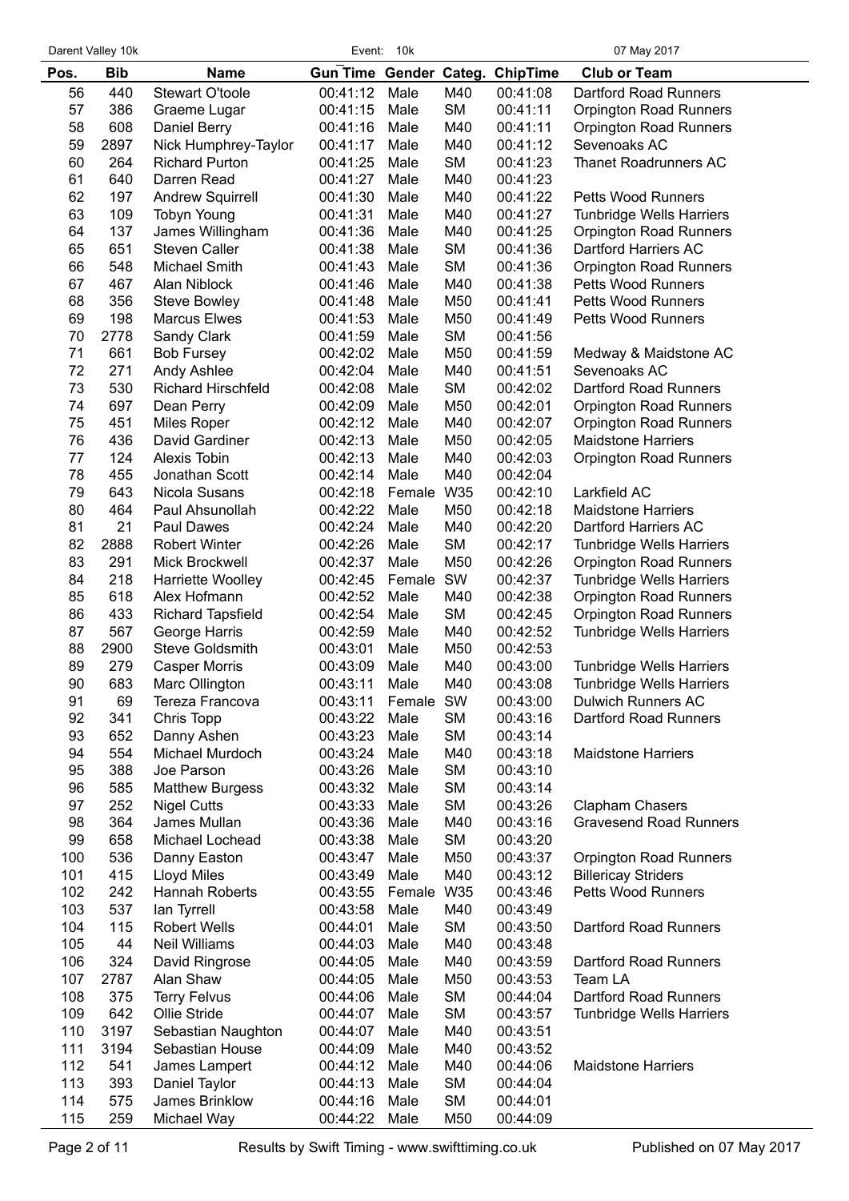| Pos. | Bib | Name | Gun Time | Gender | Categ. | ChipTime | Club or Team |
|---|---|---|---|---|---|---|---|
| 56 | 440 | Stewart O'toole | 00:41:12 | Male | M40 | 00:41:08 | Dartford Road Runners |
| 57 | 386 | Graeme Lugar | 00:41:15 | Male | SM | 00:41:11 | Orpington Road Runners |
| 58 | 608 | Daniel Berry | 00:41:16 | Male | M40 | 00:41:11 | Orpington Road Runners |
| 59 | 2897 | Nick Humphrey-Taylor | 00:41:17 | Male | M40 | 00:41:12 | Sevenoaks AC |
| 60 | 264 | Richard Purton | 00:41:25 | Male | SM | 00:41:23 | Thanet Roadrunners AC |
| 61 | 640 | Darren Read | 00:41:27 | Male | M40 | 00:41:23 | |
| 62 | 197 | Andrew Squirrell | 00:41:30 | Male | M40 | 00:41:22 | Petts Wood Runners |
| 63 | 109 | Tobyn Young | 00:41:31 | Male | M40 | 00:41:27 | Tunbridge Wells Harriers |
| 64 | 137 | James Willingham | 00:41:36 | Male | M40 | 00:41:25 | Orpington Road Runners |
| 65 | 651 | Steven Caller | 00:41:38 | Male | SM | 00:41:36 | Dartford Harriers AC |
| 66 | 548 | Michael Smith | 00:41:43 | Male | SM | 00:41:36 | Orpington Road Runners |
| 67 | 467 | Alan Niblock | 00:41:46 | Male | M40 | 00:41:38 | Petts Wood Runners |
| 68 | 356 | Steve Bowley | 00:41:48 | Male | M50 | 00:41:41 | Petts Wood Runners |
| 69 | 198 | Marcus Elwes | 00:41:53 | Male | M50 | 00:41:49 | Petts Wood Runners |
| 70 | 2778 | Sandy Clark | 00:41:59 | Male | SM | 00:41:56 | |
| 71 | 661 | Bob Fursey | 00:42:02 | Male | M50 | 00:41:59 | Medway & Maidstone AC |
| 72 | 271 | Andy Ashlee | 00:42:04 | Male | M40 | 00:41:51 | Sevenoaks AC |
| 73 | 530 | Richard Hirschfeld | 00:42:08 | Male | SM | 00:42:02 | Dartford Road Runners |
| 74 | 697 | Dean Perry | 00:42:09 | Male | M50 | 00:42:01 | Orpington Road Runners |
| 75 | 451 | Miles Roper | 00:42:12 | Male | M40 | 00:42:07 | Orpington Road Runners |
| 76 | 436 | David Gardiner | 00:42:13 | Male | M50 | 00:42:05 | Maidstone Harriers |
| 77 | 124 | Alexis Tobin | 00:42:13 | Male | M40 | 00:42:03 | Orpington Road Runners |
| 78 | 455 | Jonathan Scott | 00:42:14 | Male | M40 | 00:42:04 | |
| 79 | 643 | Nicola Susans | 00:42:18 | Female | W35 | 00:42:10 | Larkfield AC |
| 80 | 464 | Paul Ahsunollah | 00:42:22 | Male | M50 | 00:42:18 | Maidstone Harriers |
| 81 | 21 | Paul Dawes | 00:42:24 | Male | M40 | 00:42:20 | Dartford Harriers AC |
| 82 | 2888 | Robert Winter | 00:42:26 | Male | SM | 00:42:17 | Tunbridge Wells Harriers |
| 83 | 291 | Mick Brockwell | 00:42:37 | Male | M50 | 00:42:26 | Orpington Road Runners |
| 84 | 218 | Harriette Woolley | 00:42:45 | Female | SW | 00:42:37 | Tunbridge Wells Harriers |
| 85 | 618 | Alex Hofmann | 00:42:52 | Male | M40 | 00:42:38 | Orpington Road Runners |
| 86 | 433 | Richard Tapsfield | 00:42:54 | Male | SM | 00:42:45 | Orpington Road Runners |
| 87 | 567 | George Harris | 00:42:59 | Male | M40 | 00:42:52 | Tunbridge Wells Harriers |
| 88 | 2900 | Steve Goldsmith | 00:43:01 | Male | M50 | 00:42:53 | |
| 89 | 279 | Casper Morris | 00:43:09 | Male | M40 | 00:43:00 | Tunbridge Wells Harriers |
| 90 | 683 | Marc Ollington | 00:43:11 | Male | M40 | 00:43:08 | Tunbridge Wells Harriers |
| 91 | 69 | Tereza Francova | 00:43:11 | Female | SW | 00:43:00 | Dulwich Runners AC |
| 92 | 341 | Chris Topp | 00:43:22 | Male | SM | 00:43:16 | Dartford Road Runners |
| 93 | 652 | Danny Ashen | 00:43:23 | Male | SM | 00:43:14 | |
| 94 | 554 | Michael Murdoch | 00:43:24 | Male | M40 | 00:43:18 | Maidstone Harriers |
| 95 | 388 | Joe Parson | 00:43:26 | Male | SM | 00:43:10 | |
| 96 | 585 | Matthew Burgess | 00:43:32 | Male | SM | 00:43:14 | |
| 97 | 252 | Nigel Cutts | 00:43:33 | Male | SM | 00:43:26 | Clapham Chasers |
| 98 | 364 | James Mullan | 00:43:36 | Male | M40 | 00:43:16 | Gravesend Road Runners |
| 99 | 658 | Michael Lochead | 00:43:38 | Male | SM | 00:43:20 | |
| 100 | 536 | Danny Easton | 00:43:47 | Male | M50 | 00:43:37 | Orpington Road Runners |
| 101 | 415 | Lloyd Miles | 00:43:49 | Male | M40 | 00:43:12 | Billericay Striders |
| 102 | 242 | Hannah Roberts | 00:43:55 | Female | W35 | 00:43:46 | Petts Wood Runners |
| 103 | 537 | Ian Tyrrell | 00:43:58 | Male | M40 | 00:43:49 | |
| 104 | 115 | Robert Wells | 00:44:01 | Male | SM | 00:43:50 | Dartford Road Runners |
| 105 | 44 | Neil Williams | 00:44:03 | Male | M40 | 00:43:48 | |
| 106 | 324 | David Ringrose | 00:44:05 | Male | M40 | 00:43:59 | Dartford Road Runners |
| 107 | 2787 | Alan Shaw | 00:44:05 | Male | M50 | 00:43:53 | Team LA |
| 108 | 375 | Terry Felvus | 00:44:06 | Male | SM | 00:44:04 | Dartford Road Runners |
| 109 | 642 | Ollie Stride | 00:44:07 | Male | SM | 00:43:57 | Tunbridge Wells Harriers |
| 110 | 3197 | Sebastian Naughton | 00:44:07 | Male | M40 | 00:43:51 | |
| 111 | 3194 | Sebastian House | 00:44:09 | Male | M40 | 00:43:52 | |
| 112 | 541 | James Lampert | 00:44:12 | Male | M40 | 00:44:06 | Maidstone Harriers |
| 113 | 393 | Daniel Taylor | 00:44:13 | Male | SM | 00:44:04 | |
| 114 | 575 | James Brinklow | 00:44:16 | Male | SM | 00:44:01 | |
| 115 | 259 | Michael Way | 00:44:22 | Male | M50 | 00:44:09 | |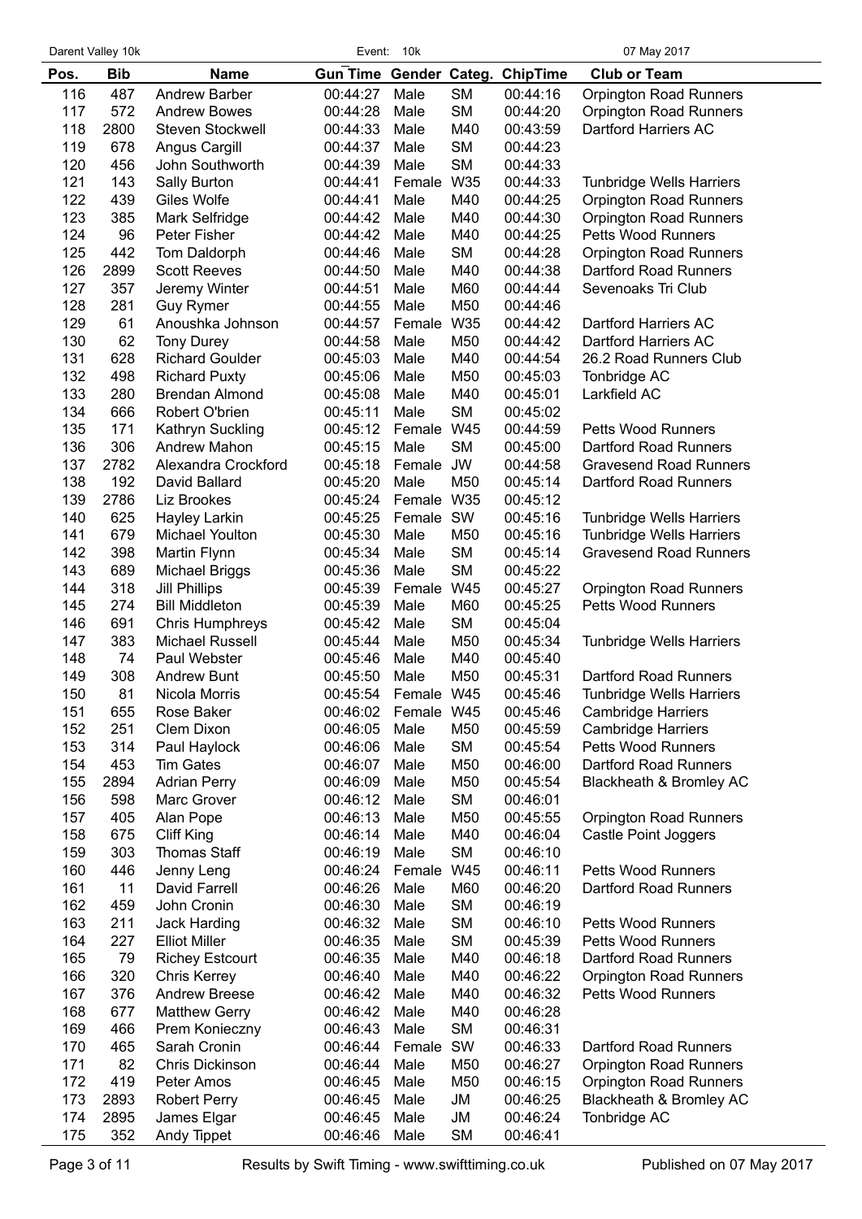| Pos. | Bib | Name | Gun Time | Gender | Categ. | ChipTime | Club or Team |
|---|---|---|---|---|---|---|---|
| 116 | 487 | Andrew Barber | 00:44:27 | Male | SM | 00:44:16 | Orpington Road Runners |
| 117 | 572 | Andrew Bowes | 00:44:28 | Male | SM | 00:44:20 | Orpington Road Runners |
| 118 | 2800 | Steven Stockwell | 00:44:33 | Male | M40 | 00:43:59 | Dartford Harriers AC |
| 119 | 678 | Angus Cargill | 00:44:37 | Male | SM | 00:44:23 | |
| 120 | 456 | John Southworth | 00:44:39 | Male | SM | 00:44:33 | |
| 121 | 143 | Sally Burton | 00:44:41 | Female | W35 | 00:44:33 | Tunbridge Wells Harriers |
| 122 | 439 | Giles Wolfe | 00:44:41 | Male | M40 | 00:44:25 | Orpington Road Runners |
| 123 | 385 | Mark Selfridge | 00:44:42 | Male | M40 | 00:44:30 | Orpington Road Runners |
| 124 | 96 | Peter Fisher | 00:44:42 | Male | M40 | 00:44:25 | Petts Wood Runners |
| 125 | 442 | Tom Daldorph | 00:44:46 | Male | SM | 00:44:28 | Orpington Road Runners |
| 126 | 2899 | Scott Reeves | 00:44:50 | Male | M40 | 00:44:38 | Dartford Road Runners |
| 127 | 357 | Jeremy Winter | 00:44:51 | Male | M60 | 00:44:44 | Sevenoaks Tri Club |
| 128 | 281 | Guy Rymer | 00:44:55 | Male | M50 | 00:44:46 | |
| 129 | 61 | Anoushka Johnson | 00:44:57 | Female | W35 | 00:44:42 | Dartford Harriers AC |
| 130 | 62 | Tony Durey | 00:44:58 | Male | M50 | 00:44:42 | Dartford Harriers AC |
| 131 | 628 | Richard Goulder | 00:45:03 | Male | M40 | 00:44:54 | 26.2 Road Runners Club |
| 132 | 498 | Richard Puxty | 00:45:06 | Male | M50 | 00:45:03 | Tonbridge AC |
| 133 | 280 | Brendan Almond | 00:45:08 | Male | M40 | 00:45:01 | Larkfield AC |
| 134 | 666 | Robert O'brien | 00:45:11 | Male | SM | 00:45:02 | |
| 135 | 171 | Kathryn Suckling | 00:45:12 | Female | W45 | 00:44:59 | Petts Wood Runners |
| 136 | 306 | Andrew Mahon | 00:45:15 | Male | SM | 00:45:00 | Dartford Road Runners |
| 137 | 2782 | Alexandra Crockford | 00:45:18 | Female | JW | 00:44:58 | Gravesend Road Runners |
| 138 | 192 | David Ballard | 00:45:20 | Male | M50 | 00:45:14 | Dartford Road Runners |
| 139 | 2786 | Liz Brookes | 00:45:24 | Female | W35 | 00:45:12 | |
| 140 | 625 | Hayley Larkin | 00:45:25 | Female | SW | 00:45:16 | Tunbridge Wells Harriers |
| 141 | 679 | Michael Youlton | 00:45:30 | Male | M50 | 00:45:16 | Tunbridge Wells Harriers |
| 142 | 398 | Martin Flynn | 00:45:34 | Male | SM | 00:45:14 | Gravesend Road Runners |
| 143 | 689 | Michael Briggs | 00:45:36 | Male | SM | 00:45:22 | |
| 144 | 318 | Jill Phillips | 00:45:39 | Female | W45 | 00:45:27 | Orpington Road Runners |
| 145 | 274 | Bill Middleton | 00:45:39 | Male | M60 | 00:45:25 | Petts Wood Runners |
| 146 | 691 | Chris Humphreys | 00:45:42 | Male | SM | 00:45:04 | |
| 147 | 383 | Michael Russell | 00:45:44 | Male | M50 | 00:45:34 | Tunbridge Wells Harriers |
| 148 | 74 | Paul Webster | 00:45:46 | Male | M40 | 00:45:40 | |
| 149 | 308 | Andrew Bunt | 00:45:50 | Male | M50 | 00:45:31 | Dartford Road Runners |
| 150 | 81 | Nicola Morris | 00:45:54 | Female | W45 | 00:45:46 | Tunbridge Wells Harriers |
| 151 | 655 | Rose Baker | 00:46:02 | Female | W45 | 00:45:46 | Cambridge Harriers |
| 152 | 251 | Clem Dixon | 00:46:05 | Male | M50 | 00:45:59 | Cambridge Harriers |
| 153 | 314 | Paul Haylock | 00:46:06 | Male | SM | 00:45:54 | Petts Wood Runners |
| 154 | 453 | Tim Gates | 00:46:07 | Male | M50 | 00:46:00 | Dartford Road Runners |
| 155 | 2894 | Adrian Perry | 00:46:09 | Male | M50 | 00:45:54 | Blackheath & Bromley AC |
| 156 | 598 | Marc Grover | 00:46:12 | Male | SM | 00:46:01 | |
| 157 | 405 | Alan Pope | 00:46:13 | Male | M50 | 00:45:55 | Orpington Road Runners |
| 158 | 675 | Cliff King | 00:46:14 | Male | M40 | 00:46:04 | Castle Point Joggers |
| 159 | 303 | Thomas Staff | 00:46:19 | Male | SM | 00:46:10 | |
| 160 | 446 | Jenny Leng | 00:46:24 | Female | W45 | 00:46:11 | Petts Wood Runners |
| 161 | 11 | David Farrell | 00:46:26 | Male | M60 | 00:46:20 | Dartford Road Runners |
| 162 | 459 | John Cronin | 00:46:30 | Male | SM | 00:46:19 | |
| 163 | 211 | Jack Harding | 00:46:32 | Male | SM | 00:46:10 | Petts Wood Runners |
| 164 | 227 | Elliot Miller | 00:46:35 | Male | SM | 00:45:39 | Petts Wood Runners |
| 165 | 79 | Richey Estcourt | 00:46:35 | Male | M40 | 00:46:18 | Dartford Road Runners |
| 166 | 320 | Chris Kerrey | 00:46:40 | Male | M40 | 00:46:22 | Orpington Road Runners |
| 167 | 376 | Andrew Breese | 00:46:42 | Male | M40 | 00:46:32 | Petts Wood Runners |
| 168 | 677 | Matthew Gerry | 00:46:42 | Male | M40 | 00:46:28 | |
| 169 | 466 | Prem Konieczny | 00:46:43 | Male | SM | 00:46:31 | |
| 170 | 465 | Sarah Cronin | 00:46:44 | Female | SW | 00:46:33 | Dartford Road Runners |
| 171 | 82 | Chris Dickinson | 00:46:44 | Male | M50 | 00:46:27 | Orpington Road Runners |
| 172 | 419 | Peter Amos | 00:46:45 | Male | M50 | 00:46:15 | Orpington Road Runners |
| 173 | 2893 | Robert Perry | 00:46:45 | Male | JM | 00:46:25 | Blackheath & Bromley AC |
| 174 | 2895 | James Elgar | 00:46:45 | Male | JM | 00:46:24 | Tonbridge AC |
| 175 | 352 | Andy Tippet | 00:46:46 | Male | SM | 00:46:41 | |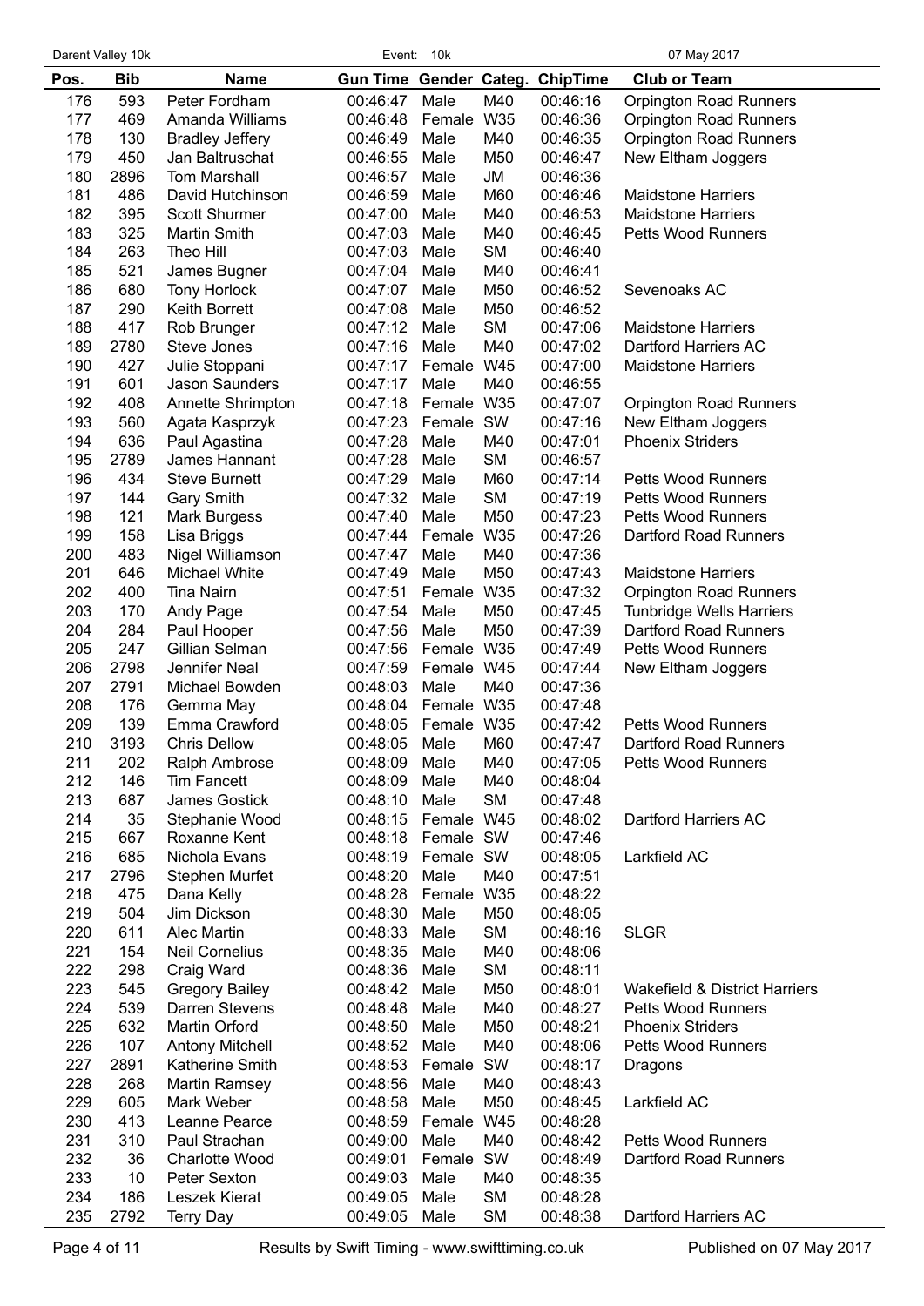| Pos. | Bib | Name | Gun Time | Gender | Categ. | ChipTime | Club or Team |
|---|---|---|---|---|---|---|---|
| 176 | 593 | Peter Fordham | 00:46:47 | Male | M40 | 00:46:16 | Orpington Road Runners |
| 177 | 469 | Amanda Williams | 00:46:48 | Female | W35 | 00:46:36 | Orpington Road Runners |
| 178 | 130 | Bradley Jeffery | 00:46:49 | Male | M40 | 00:46:35 | Orpington Road Runners |
| 179 | 450 | Jan Baltruschat | 00:46:55 | Male | M50 | 00:46:47 | New Eltham Joggers |
| 180 | 2896 | Tom Marshall | 00:46:57 | Male | JM | 00:46:36 | |
| 181 | 486 | David Hutchinson | 00:46:59 | Male | M60 | 00:46:46 | Maidstone Harriers |
| 182 | 395 | Scott Shurmer | 00:47:00 | Male | M40 | 00:46:53 | Maidstone Harriers |
| 183 | 325 | Martin Smith | 00:47:03 | Male | M40 | 00:46:45 | Petts Wood Runners |
| 184 | 263 | Theo Hill | 00:47:03 | Male | SM | 00:46:40 | |
| 185 | 521 | James Bugner | 00:47:04 | Male | M40 | 00:46:41 | |
| 186 | 680 | Tony Horlock | 00:47:07 | Male | M50 | 00:46:52 | Sevenoaks AC |
| 187 | 290 | Keith Borrett | 00:47:08 | Male | M50 | 00:46:52 | |
| 188 | 417 | Rob Brunger | 00:47:12 | Male | SM | 00:47:06 | Maidstone Harriers |
| 189 | 2780 | Steve Jones | 00:47:16 | Male | M40 | 00:47:02 | Dartford Harriers AC |
| 190 | 427 | Julie Stoppani | 00:47:17 | Female | W45 | 00:47:00 | Maidstone Harriers |
| 191 | 601 | Jason Saunders | 00:47:17 | Male | M40 | 00:46:55 | |
| 192 | 408 | Annette Shrimpton | 00:47:18 | Female | W35 | 00:47:07 | Orpington Road Runners |
| 193 | 560 | Agata Kasprzyk | 00:47:23 | Female | SW | 00:47:16 | New Eltham Joggers |
| 194 | 636 | Paul Agastina | 00:47:28 | Male | M40 | 00:47:01 | Phoenix Striders |
| 195 | 2789 | James Hannant | 00:47:28 | Male | SM | 00:46:57 | |
| 196 | 434 | Steve Burnett | 00:47:29 | Male | M60 | 00:47:14 | Petts Wood Runners |
| 197 | 144 | Gary Smith | 00:47:32 | Male | SM | 00:47:19 | Petts Wood Runners |
| 198 | 121 | Mark Burgess | 00:47:40 | Male | M50 | 00:47:23 | Petts Wood Runners |
| 199 | 158 | Lisa Briggs | 00:47:44 | Female | W35 | 00:47:26 | Dartford Road Runners |
| 200 | 483 | Nigel Williamson | 00:47:47 | Male | M40 | 00:47:36 | |
| 201 | 646 | Michael White | 00:47:49 | Male | M50 | 00:47:43 | Maidstone Harriers |
| 202 | 400 | Tina Nairn | 00:47:51 | Female | W35 | 00:47:32 | Orpington Road Runners |
| 203 | 170 | Andy Page | 00:47:54 | Male | M50 | 00:47:45 | Tunbridge Wells Harriers |
| 204 | 284 | Paul Hooper | 00:47:56 | Male | M50 | 00:47:39 | Dartford Road Runners |
| 205 | 247 | Gillian Selman | 00:47:56 | Female | W35 | 00:47:49 | Petts Wood Runners |
| 206 | 2798 | Jennifer Neal | 00:47:59 | Female | W45 | 00:47:44 | New Eltham Joggers |
| 207 | 2791 | Michael Bowden | 00:48:03 | Male | M40 | 00:47:36 | |
| 208 | 176 | Gemma May | 00:48:04 | Female | W35 | 00:47:48 | |
| 209 | 139 | Emma Crawford | 00:48:05 | Female | W35 | 00:47:42 | Petts Wood Runners |
| 210 | 3193 | Chris Dellow | 00:48:05 | Male | M60 | 00:47:47 | Dartford Road Runners |
| 211 | 202 | Ralph Ambrose | 00:48:09 | Male | M40 | 00:47:05 | Petts Wood Runners |
| 212 | 146 | Tim Fancett | 00:48:09 | Male | M40 | 00:48:04 | |
| 213 | 687 | James Gostick | 00:48:10 | Male | SM | 00:47:48 | |
| 214 | 35 | Stephanie Wood | 00:48:15 | Female | W45 | 00:48:02 | Dartford Harriers AC |
| 215 | 667 | Roxanne Kent | 00:48:18 | Female | SW | 00:47:46 | |
| 216 | 685 | Nichola Evans | 00:48:19 | Female | SW | 00:48:05 | Larkfield AC |
| 217 | 2796 | Stephen Murfet | 00:48:20 | Male | M40 | 00:47:51 | |
| 218 | 475 | Dana Kelly | 00:48:28 | Female | W35 | 00:48:22 | |
| 219 | 504 | Jim Dickson | 00:48:30 | Male | M50 | 00:48:05 | |
| 220 | 611 | Alec Martin | 00:48:33 | Male | SM | 00:48:16 | SLGR |
| 221 | 154 | Neil Cornelius | 00:48:35 | Male | M40 | 00:48:06 | |
| 222 | 298 | Craig Ward | 00:48:36 | Male | SM | 00:48:11 | |
| 223 | 545 | Gregory Bailey | 00:48:42 | Male | M50 | 00:48:01 | Wakefield & District Harriers |
| 224 | 539 | Darren Stevens | 00:48:48 | Male | M40 | 00:48:27 | Petts Wood Runners |
| 225 | 632 | Martin Orford | 00:48:50 | Male | M50 | 00:48:21 | Phoenix Striders |
| 226 | 107 | Antony Mitchell | 00:48:52 | Male | M40 | 00:48:06 | Petts Wood Runners |
| 227 | 2891 | Katherine Smith | 00:48:53 | Female | SW | 00:48:17 | Dragons |
| 228 | 268 | Martin Ramsey | 00:48:56 | Male | M40 | 00:48:43 | |
| 229 | 605 | Mark Weber | 00:48:58 | Male | M50 | 00:48:45 | Larkfield AC |
| 230 | 413 | Leanne Pearce | 00:48:59 | Female | W45 | 00:48:28 | |
| 231 | 310 | Paul Strachan | 00:49:00 | Male | M40 | 00:48:42 | Petts Wood Runners |
| 232 | 36 | Charlotte Wood | 00:49:01 | Female | SW | 00:48:49 | Dartford Road Runners |
| 233 | 10 | Peter Sexton | 00:49:03 | Male | M40 | 00:48:35 | |
| 234 | 186 | Leszek Kierat | 00:49:05 | Male | SM | 00:48:28 | |
| 235 | 2792 | Terry Day | 00:49:05 | Male | SM | 00:48:38 | Dartford Harriers AC |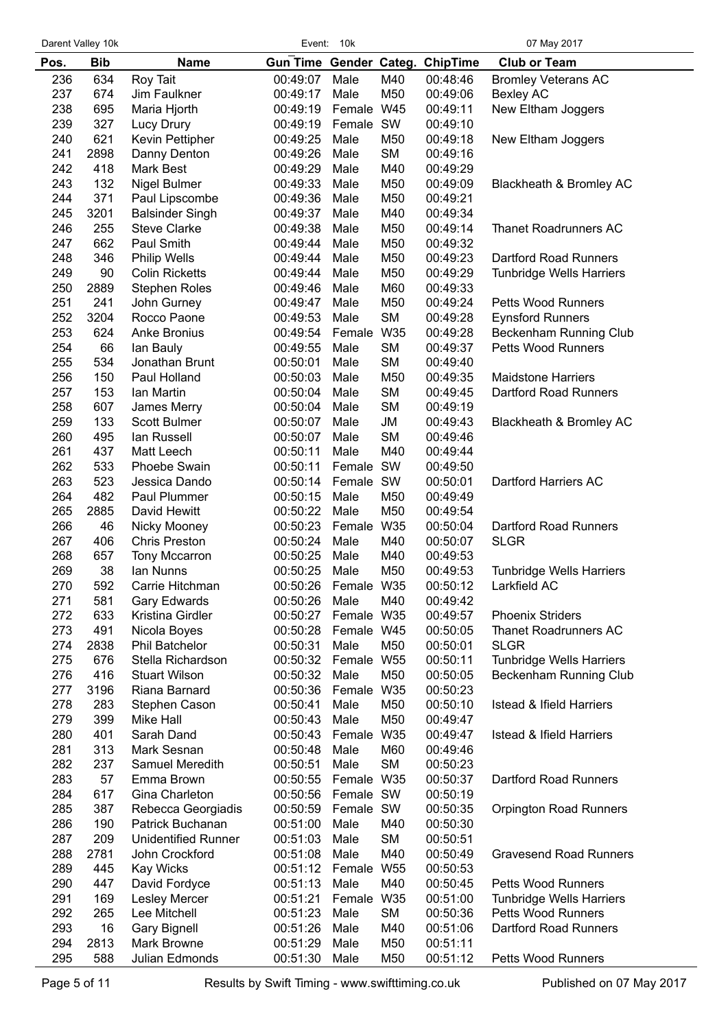| Pos. | Bib | Name | Gun Time | Gender | Categ. | ChipTime | Club or Team |
|---|---|---|---|---|---|---|---|
| 236 | 634 | Roy Tait | 00:49:07 | Male | M40 | 00:48:46 | Bromley Veterans AC |
| 237 | 674 | Jim Faulkner | 00:49:17 | Male | M50 | 00:49:06 | Bexley AC |
| 238 | 695 | Maria Hjorth | 00:49:19 | Female | W45 | 00:49:11 | New Eltham Joggers |
| 239 | 327 | Lucy Drury | 00:49:19 | Female | SW | 00:49:10 | |
| 240 | 621 | Kevin Pettipher | 00:49:25 | Male | M50 | 00:49:18 | New Eltham Joggers |
| 241 | 2898 | Danny Denton | 00:49:26 | Male | SM | 00:49:16 | |
| 242 | 418 | Mark Best | 00:49:29 | Male | M40 | 00:49:29 | |
| 243 | 132 | Nigel Bulmer | 00:49:33 | Male | M50 | 00:49:09 | Blackheath & Bromley AC |
| 244 | 371 | Paul Lipscombe | 00:49:36 | Male | M50 | 00:49:21 | |
| 245 | 3201 | Balsinder Singh | 00:49:37 | Male | M40 | 00:49:34 | |
| 246 | 255 | Steve Clarke | 00:49:38 | Male | M50 | 00:49:14 | Thanet Roadrunners AC |
| 247 | 662 | Paul Smith | 00:49:44 | Male | M50 | 00:49:32 | |
| 248 | 346 | Philip Wells | 00:49:44 | Male | M50 | 00:49:23 | Dartford Road Runners |
| 249 | 90 | Colin Ricketts | 00:49:44 | Male | M50 | 00:49:29 | Tunbridge Wells Harriers |
| 250 | 2889 | Stephen Roles | 00:49:46 | Male | M60 | 00:49:33 | |
| 251 | 241 | John Gurney | 00:49:47 | Male | M50 | 00:49:24 | Petts Wood Runners |
| 252 | 3204 | Rocco Paone | 00:49:53 | Male | SM | 00:49:28 | Eynsford Runners |
| 253 | 624 | Anke Bronius | 00:49:54 | Female | W35 | 00:49:28 | Beckenham Running Club |
| 254 | 66 | Ian Bauly | 00:49:55 | Male | SM | 00:49:37 | Petts Wood Runners |
| 255 | 534 | Jonathan Brunt | 00:50:01 | Male | SM | 00:49:40 | |
| 256 | 150 | Paul Holland | 00:50:03 | Male | M50 | 00:49:35 | Maidstone Harriers |
| 257 | 153 | Ian Martin | 00:50:04 | Male | SM | 00:49:45 | Dartford Road Runners |
| 258 | 607 | James Merry | 00:50:04 | Male | SM | 00:49:19 | |
| 259 | 133 | Scott Bulmer | 00:50:07 | Male | JM | 00:49:43 | Blackheath & Bromley AC |
| 260 | 495 | Ian Russell | 00:50:07 | Male | SM | 00:49:46 | |
| 261 | 437 | Matt Leech | 00:50:11 | Male | M40 | 00:49:44 | |
| 262 | 533 | Phoebe Swain | 00:50:11 | Female | SW | 00:49:50 | |
| 263 | 523 | Jessica Dando | 00:50:14 | Female | SW | 00:50:01 | Dartford Harriers AC |
| 264 | 482 | Paul Plummer | 00:50:15 | Male | M50 | 00:49:49 | |
| 265 | 2885 | David Hewitt | 00:50:22 | Male | M50 | 00:49:54 | |
| 266 | 46 | Nicky Mooney | 00:50:23 | Female | W35 | 00:50:04 | Dartford Road Runners |
| 267 | 406 | Chris Preston | 00:50:24 | Male | M40 | 00:50:07 | SLGR |
| 268 | 657 | Tony Mccarron | 00:50:25 | Male | M40 | 00:49:53 | |
| 269 | 38 | Ian Nunns | 00:50:25 | Male | M50 | 00:49:53 | Tunbridge Wells Harriers |
| 270 | 592 | Carrie Hitchman | 00:50:26 | Female | W35 | 00:50:12 | Larkfield AC |
| 271 | 581 | Gary Edwards | 00:50:26 | Male | M40 | 00:49:42 | |
| 272 | 633 | Kristina Girdler | 00:50:27 | Female | W35 | 00:49:57 | Phoenix Striders |
| 273 | 491 | Nicola Boyes | 00:50:28 | Female | W45 | 00:50:05 | Thanet Roadrunners AC |
| 274 | 2838 | Phil Batchelor | 00:50:31 | Male | M50 | 00:50:01 | SLGR |
| 275 | 676 | Stella Richardson | 00:50:32 | Female | W55 | 00:50:11 | Tunbridge Wells Harriers |
| 276 | 416 | Stuart Wilson | 00:50:32 | Male | M50 | 00:50:05 | Beckenham Running Club |
| 277 | 3196 | Riana Barnard | 00:50:36 | Female | W35 | 00:50:23 | |
| 278 | 283 | Stephen Cason | 00:50:41 | Male | M50 | 00:50:10 | Istead & Ifield Harriers |
| 279 | 399 | Mike Hall | 00:50:43 | Male | M50 | 00:49:47 | |
| 280 | 401 | Sarah Dand | 00:50:43 | Female | W35 | 00:49:47 | Istead & Ifield Harriers |
| 281 | 313 | Mark Sesnan | 00:50:48 | Male | M60 | 00:49:46 | |
| 282 | 237 | Samuel Meredith | 00:50:51 | Male | SM | 00:50:23 | |
| 283 | 57 | Emma Brown | 00:50:55 | Female | W35 | 00:50:37 | Dartford Road Runners |
| 284 | 617 | Gina Charleton | 00:50:56 | Female | SW | 00:50:19 | |
| 285 | 387 | Rebecca Georgiadis | 00:50:59 | Female | SW | 00:50:35 | Orpington Road Runners |
| 286 | 190 | Patrick Buchanan | 00:51:00 | Male | M40 | 00:50:30 | |
| 287 | 209 | Unidentified Runner | 00:51:03 | Male | SM | 00:50:51 | |
| 288 | 2781 | John Crockford | 00:51:08 | Male | M40 | 00:50:49 | Gravesend Road Runners |
| 289 | 445 | Kay Wicks | 00:51:12 | Female | W55 | 00:50:53 | |
| 290 | 447 | David Fordyce | 00:51:13 | Male | M40 | 00:50:45 | Petts Wood Runners |
| 291 | 169 | Lesley Mercer | 00:51:21 | Female | W35 | 00:51:00 | Tunbridge Wells Harriers |
| 292 | 265 | Lee Mitchell | 00:51:23 | Male | SM | 00:50:36 | Petts Wood Runners |
| 293 | 16 | Gary Bignell | 00:51:26 | Male | M40 | 00:51:06 | Dartford Road Runners |
| 294 | 2813 | Mark Browne | 00:51:29 | Male | M50 | 00:51:11 | |
| 295 | 588 | Julian Edmonds | 00:51:30 | Male | M50 | 00:51:12 | Petts Wood Runners |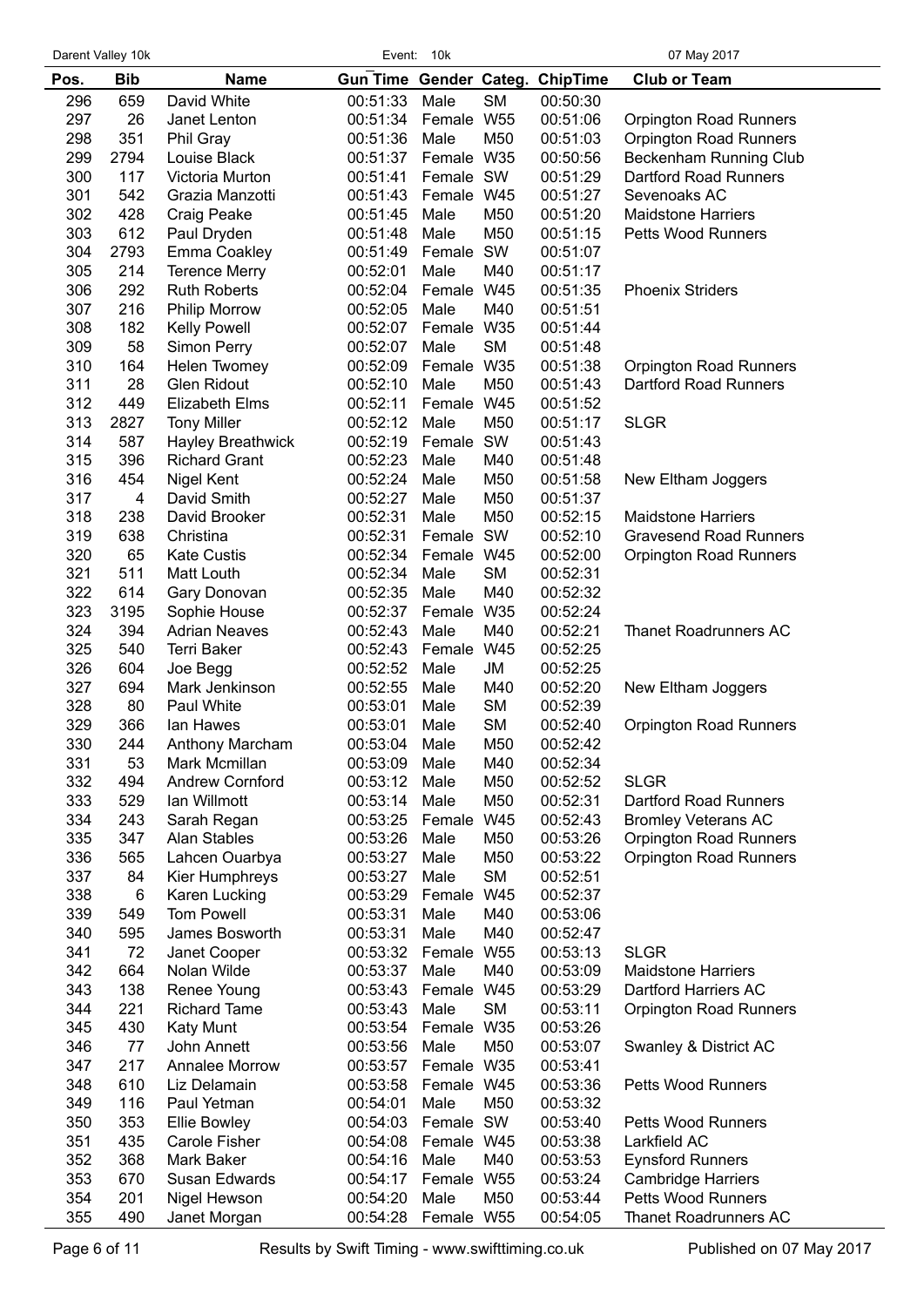| Pos. | Bib | Name | Gun Time | Gender | Categ. | ChipTime | Club or Team |
|---|---|---|---|---|---|---|---|
| 296 | 659 | David White | 00:51:33 | Male | SM | 00:50:30 | |
| 297 | 26 | Janet Lenton | 00:51:34 | Female | W55 | 00:51:06 | Orpington Road Runners |
| 298 | 351 | Phil Gray | 00:51:36 | Male | M50 | 00:51:03 | Orpington Road Runners |
| 299 | 2794 | Louise Black | 00:51:37 | Female | W35 | 00:50:56 | Beckenham Running Club |
| 300 | 117 | Victoria Murton | 00:51:41 | Female | SW | 00:51:29 | Dartford Road Runners |
| 301 | 542 | Grazia Manzotti | 00:51:43 | Female | W45 | 00:51:27 | Sevenoaks AC |
| 302 | 428 | Craig Peake | 00:51:45 | Male | M50 | 00:51:20 | Maidstone Harriers |
| 303 | 612 | Paul Dryden | 00:51:48 | Male | M50 | 00:51:15 | Petts Wood Runners |
| 304 | 2793 | Emma Coakley | 00:51:49 | Female | SW | 00:51:07 | |
| 305 | 214 | Terence Merry | 00:52:01 | Male | M40 | 00:51:17 | |
| 306 | 292 | Ruth Roberts | 00:52:04 | Female | W45 | 00:51:35 | Phoenix Striders |
| 307 | 216 | Philip Morrow | 00:52:05 | Male | M40 | 00:51:51 | |
| 308 | 182 | Kelly Powell | 00:52:07 | Female | W35 | 00:51:44 | |
| 309 | 58 | Simon Perry | 00:52:07 | Male | SM | 00:51:48 | |
| 310 | 164 | Helen Twomey | 00:52:09 | Female | W35 | 00:51:38 | Orpington Road Runners |
| 311 | 28 | Glen Ridout | 00:52:10 | Male | M50 | 00:51:43 | Dartford Road Runners |
| 312 | 449 | Elizabeth Elms | 00:52:11 | Female | W45 | 00:51:52 | |
| 313 | 2827 | Tony Miller | 00:52:12 | Male | M50 | 00:51:17 | SLGR |
| 314 | 587 | Hayley Breathwick | 00:52:19 | Female | SW | 00:51:43 | |
| 315 | 396 | Richard Grant | 00:52:23 | Male | M40 | 00:51:48 | |
| 316 | 454 | Nigel Kent | 00:52:24 | Male | M50 | 00:51:58 | New Eltham Joggers |
| 317 | 4 | David Smith | 00:52:27 | Male | M50 | 00:51:37 | |
| 318 | 238 | David Brooker | 00:52:31 | Male | M50 | 00:52:15 | Maidstone Harriers |
| 319 | 638 | Christina | 00:52:31 | Female | SW | 00:52:10 | Gravesend Road Runners |
| 320 | 65 | Kate Custis | 00:52:34 | Female | W45 | 00:52:00 | Orpington Road Runners |
| 321 | 511 | Matt Louth | 00:52:34 | Male | SM | 00:52:31 | |
| 322 | 614 | Gary Donovan | 00:52:35 | Male | M40 | 00:52:32 | |
| 323 | 3195 | Sophie House | 00:52:37 | Female | W35 | 00:52:24 | |
| 324 | 394 | Adrian Neaves | 00:52:43 | Male | M40 | 00:52:21 | Thanet Roadrunners AC |
| 325 | 540 | Terri Baker | 00:52:43 | Female | W45 | 00:52:25 | |
| 326 | 604 | Joe Begg | 00:52:52 | Male | JM | 00:52:25 | |
| 327 | 694 | Mark Jenkinson | 00:52:55 | Male | M40 | 00:52:20 | New Eltham Joggers |
| 328 | 80 | Paul White | 00:53:01 | Male | SM | 00:52:39 | |
| 329 | 366 | Ian Hawes | 00:53:01 | Male | SM | 00:52:40 | Orpington Road Runners |
| 330 | 244 | Anthony Marcham | 00:53:04 | Male | M50 | 00:52:42 | |
| 331 | 53 | Mark Mcmillan | 00:53:09 | Male | M40 | 00:52:34 | |
| 332 | 494 | Andrew Cornford | 00:53:12 | Male | M50 | 00:52:52 | SLGR |
| 333 | 529 | Ian Willmott | 00:53:14 | Male | M50 | 00:52:31 | Dartford Road Runners |
| 334 | 243 | Sarah Regan | 00:53:25 | Female | W45 | 00:52:43 | Bromley Veterans AC |
| 335 | 347 | Alan Stables | 00:53:26 | Male | M50 | 00:53:26 | Orpington Road Runners |
| 336 | 565 | Lahcen Ouarbya | 00:53:27 | Male | M50 | 00:53:22 | Orpington Road Runners |
| 337 | 84 | Kier Humphreys | 00:53:27 | Male | SM | 00:52:51 | |
| 338 | 6 | Karen Lucking | 00:53:29 | Female | W45 | 00:52:37 | |
| 339 | 549 | Tom Powell | 00:53:31 | Male | M40 | 00:53:06 | |
| 340 | 595 | James Bosworth | 00:53:31 | Male | M40 | 00:52:47 | |
| 341 | 72 | Janet Cooper | 00:53:32 | Female | W55 | 00:53:13 | SLGR |
| 342 | 664 | Nolan Wilde | 00:53:37 | Male | M40 | 00:53:09 | Maidstone Harriers |
| 343 | 138 | Renee Young | 00:53:43 | Female | W45 | 00:53:29 | Dartford Harriers AC |
| 344 | 221 | Richard Tame | 00:53:43 | Male | SM | 00:53:11 | Orpington Road Runners |
| 345 | 430 | Katy Munt | 00:53:54 | Female | W35 | 00:53:26 | |
| 346 | 77 | John Annett | 00:53:56 | Male | M50 | 00:53:07 | Swanley & District AC |
| 347 | 217 | Annalee Morrow | 00:53:57 | Female | W35 | 00:53:41 | |
| 348 | 610 | Liz Delamain | 00:53:58 | Female | W45 | 00:53:36 | Petts Wood Runners |
| 349 | 116 | Paul Yetman | 00:54:01 | Male | M50 | 00:53:32 | |
| 350 | 353 | Ellie Bowley | 00:54:03 | Female | SW | 00:53:40 | Petts Wood Runners |
| 351 | 435 | Carole Fisher | 00:54:08 | Female | W45 | 00:53:38 | Larkfield AC |
| 352 | 368 | Mark Baker | 00:54:16 | Male | M40 | 00:53:53 | Eynsford Runners |
| 353 | 670 | Susan Edwards | 00:54:17 | Female | W55 | 00:53:24 | Cambridge Harriers |
| 354 | 201 | Nigel Hewson | 00:54:20 | Male | M50 | 00:53:44 | Petts Wood Runners |
| 355 | 490 | Janet Morgan | 00:54:28 | Female | W55 | 00:54:05 | Thanet Roadrunners AC |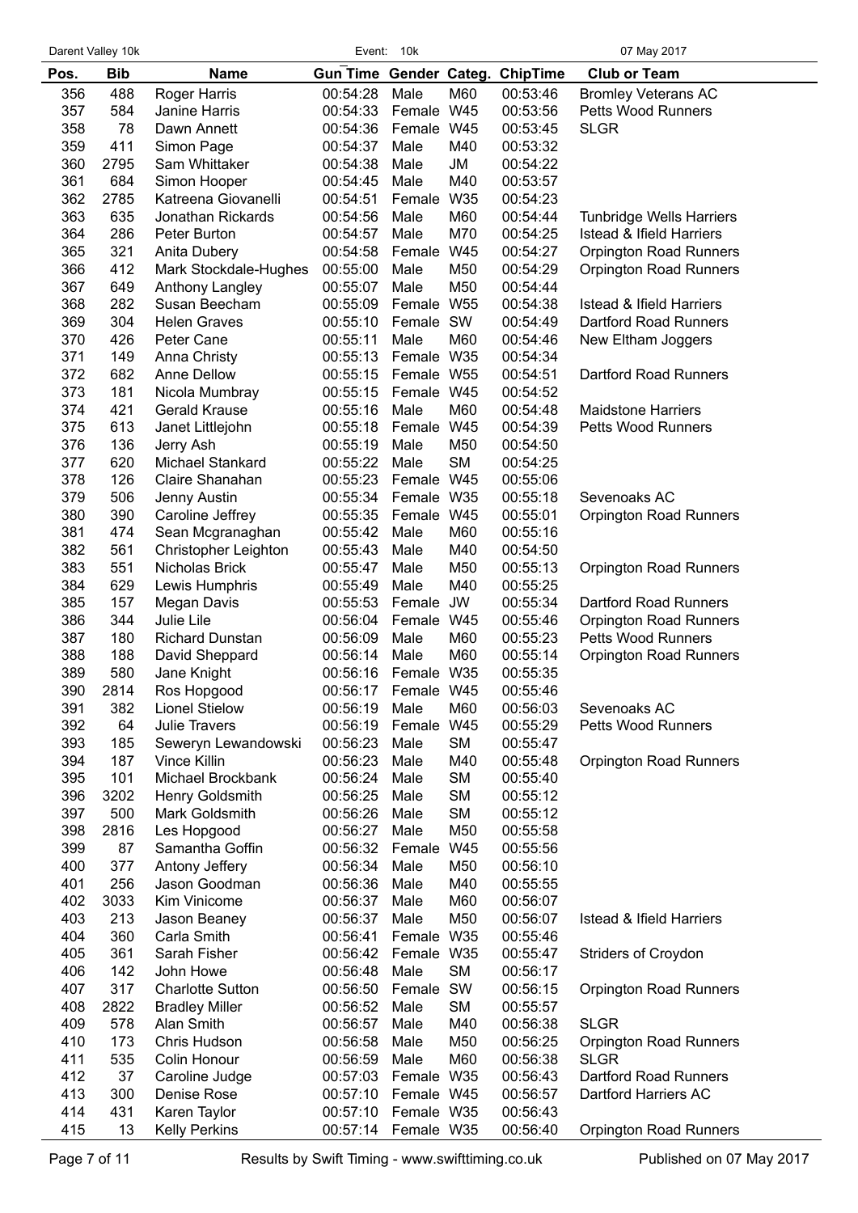| Pos. | Bib | Name | Gun Time | Gender | Categ. | ChipTime | Club or Team |
|---|---|---|---|---|---|---|---|
| 356 | 488 | Roger Harris | 00:54:28 | Male | M60 | 00:53:46 | Bromley Veterans AC |
| 357 | 584 | Janine Harris | 00:54:33 | Female | W45 | 00:53:56 | Petts Wood Runners |
| 358 | 78 | Dawn Annett | 00:54:36 | Female | W45 | 00:53:45 | SLGR |
| 359 | 411 | Simon Page | 00:54:37 | Male | M40 | 00:53:32 | |
| 360 | 2795 | Sam Whittaker | 00:54:38 | Male | JM | 00:54:22 | |
| 361 | 684 | Simon Hooper | 00:54:45 | Male | M40 | 00:53:57 | |
| 362 | 2785 | Katreena Giovanelli | 00:54:51 | Female | W35 | 00:54:23 | |
| 363 | 635 | Jonathan Rickards | 00:54:56 | Male | M60 | 00:54:44 | Tunbridge Wells Harriers |
| 364 | 286 | Peter Burton | 00:54:57 | Male | M70 | 00:54:25 | Istead & Ifield Harriers |
| 365 | 321 | Anita Dubery | 00:54:58 | Female | W45 | 00:54:27 | Orpington Road Runners |
| 366 | 412 | Mark Stockdale-Hughes | 00:55:00 | Male | M50 | 00:54:29 | Orpington Road Runners |
| 367 | 649 | Anthony Langley | 00:55:07 | Male | M50 | 00:54:44 | |
| 368 | 282 | Susan Beecham | 00:55:09 | Female | W55 | 00:54:38 | Istead & Ifield Harriers |
| 369 | 304 | Helen Graves | 00:55:10 | Female | SW | 00:54:49 | Dartford Road Runners |
| 370 | 426 | Peter Cane | 00:55:11 | Male | M60 | 00:54:46 | New Eltham Joggers |
| 371 | 149 | Anna Christy | 00:55:13 | Female | W35 | 00:54:34 | |
| 372 | 682 | Anne Dellow | 00:55:15 | Female | W55 | 00:54:51 | Dartford Road Runners |
| 373 | 181 | Nicola Mumbray | 00:55:15 | Female | W45 | 00:54:52 | |
| 374 | 421 | Gerald Krause | 00:55:16 | Male | M60 | 00:54:48 | Maidstone Harriers |
| 375 | 613 | Janet Littlejohn | 00:55:18 | Female | W45 | 00:54:39 | Petts Wood Runners |
| 376 | 136 | Jerry Ash | 00:55:19 | Male | M50 | 00:54:50 | |
| 377 | 620 | Michael Stankard | 00:55:22 | Male | SM | 00:54:25 | |
| 378 | 126 | Claire Shanahan | 00:55:23 | Female | W45 | 00:55:06 | |
| 379 | 506 | Jenny Austin | 00:55:34 | Female | W35 | 00:55:18 | Sevenoaks AC |
| 380 | 390 | Caroline Jeffrey | 00:55:35 | Female | W45 | 00:55:01 | Orpington Road Runners |
| 381 | 474 | Sean Mcgranaghan | 00:55:42 | Male | M60 | 00:55:16 | |
| 382 | 561 | Christopher Leighton | 00:55:43 | Male | M40 | 00:54:50 | |
| 383 | 551 | Nicholas Brick | 00:55:47 | Male | M50 | 00:55:13 | Orpington Road Runners |
| 384 | 629 | Lewis Humphris | 00:55:49 | Male | M40 | 00:55:25 | |
| 385 | 157 | Megan Davis | 00:55:53 | Female | JW | 00:55:34 | Dartford Road Runners |
| 386 | 344 | Julie Lile | 00:56:04 | Female | W45 | 00:55:46 | Orpington Road Runners |
| 387 | 180 | Richard Dunstan | 00:56:09 | Male | M60 | 00:55:23 | Petts Wood Runners |
| 388 | 188 | David Sheppard | 00:56:14 | Male | M60 | 00:55:14 | Orpington Road Runners |
| 389 | 580 | Jane Knight | 00:56:16 | Female | W35 | 00:55:35 | |
| 390 | 2814 | Ros Hopgood | 00:56:17 | Female | W45 | 00:55:46 | |
| 391 | 382 | Lionel Stielow | 00:56:19 | Male | M60 | 00:56:03 | Sevenoaks AC |
| 392 | 64 | Julie Travers | 00:56:19 | Female | W45 | 00:55:29 | Petts Wood Runners |
| 393 | 185 | Seweryn Lewandowski | 00:56:23 | Male | SM | 00:55:47 | |
| 394 | 187 | Vince Killin | 00:56:23 | Male | M40 | 00:55:48 | Orpington Road Runners |
| 395 | 101 | Michael Brockbank | 00:56:24 | Male | SM | 00:55:40 | |
| 396 | 3202 | Henry Goldsmith | 00:56:25 | Male | SM | 00:55:12 | |
| 397 | 500 | Mark Goldsmith | 00:56:26 | Male | SM | 00:55:12 | |
| 398 | 2816 | Les Hopgood | 00:56:27 | Male | M50 | 00:55:58 | |
| 399 | 87 | Samantha Goffin | 00:56:32 | Female | W45 | 00:55:56 | |
| 400 | 377 | Antony Jeffery | 00:56:34 | Male | M50 | 00:56:10 | |
| 401 | 256 | Jason Goodman | 00:56:36 | Male | M40 | 00:55:55 | |
| 402 | 3033 | Kim Vinicome | 00:56:37 | Male | M60 | 00:56:07 | |
| 403 | 213 | Jason Beaney | 00:56:37 | Male | M50 | 00:56:07 | Istead & Ifield Harriers |
| 404 | 360 | Carla Smith | 00:56:41 | Female | W35 | 00:55:46 | |
| 405 | 361 | Sarah Fisher | 00:56:42 | Female | W35 | 00:55:47 | Striders of Croydon |
| 406 | 142 | John Howe | 00:56:48 | Male | SM | 00:56:17 | |
| 407 | 317 | Charlotte Sutton | 00:56:50 | Female | SW | 00:56:15 | Orpington Road Runners |
| 408 | 2822 | Bradley Miller | 00:56:52 | Male | SM | 00:55:57 | |
| 409 | 578 | Alan Smith | 00:56:57 | Male | M40 | 00:56:38 | SLGR |
| 410 | 173 | Chris Hudson | 00:56:58 | Male | M50 | 00:56:25 | Orpington Road Runners |
| 411 | 535 | Colin Honour | 00:56:59 | Male | M60 | 00:56:38 | SLGR |
| 412 | 37 | Caroline Judge | 00:57:03 | Female | W35 | 00:56:43 | Dartford Road Runners |
| 413 | 300 | Denise Rose | 00:57:10 | Female | W45 | 00:56:57 | Dartford Harriers AC |
| 414 | 431 | Karen Taylor | 00:57:10 | Female | W35 | 00:56:43 | |
| 415 | 13 | Kelly Perkins | 00:57:14 | Female | W35 | 00:56:40 | Orpington Road Runners |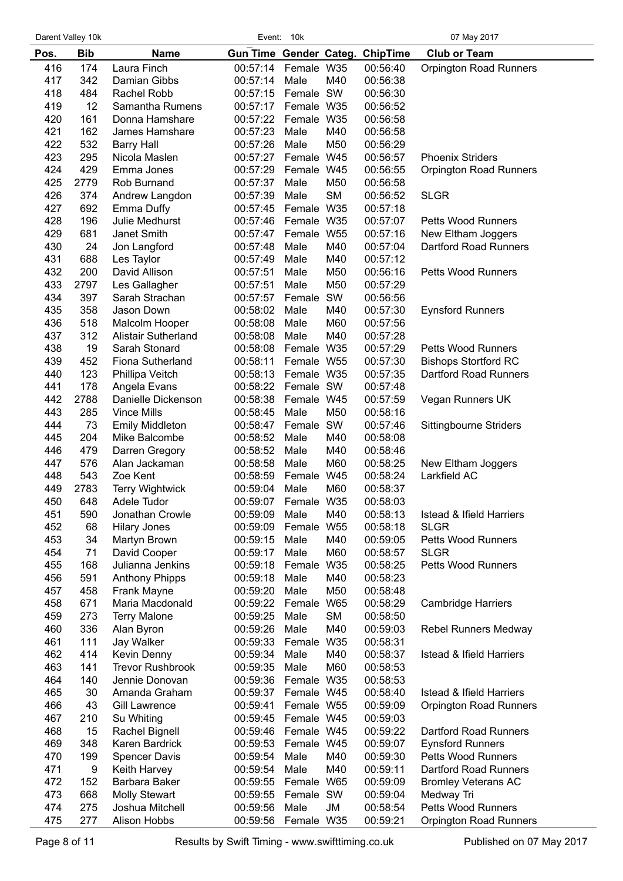| Pos. | Bib | Name | Gun Time | Gender | Categ. | ChipTime | Club or Team |
|---|---|---|---|---|---|---|---|
| 416 | 174 | Laura Finch | 00:57:14 | Female | W35 | 00:56:40 | Orpington Road Runners |
| 417 | 342 | Damian Gibbs | 00:57:14 | Male | M40 | 00:56:38 | |
| 418 | 484 | Rachel Robb | 00:57:15 | Female | SW | 00:56:30 | |
| 419 | 12 | Samantha Rumens | 00:57:17 | Female | W35 | 00:56:52 | |
| 420 | 161 | Donna Hamshare | 00:57:22 | Female | W35 | 00:56:58 | |
| 421 | 162 | James Hamshare | 00:57:23 | Male | M40 | 00:56:58 | |
| 422 | 532 | Barry Hall | 00:57:26 | Male | M50 | 00:56:29 | |
| 423 | 295 | Nicola Maslen | 00:57:27 | Female | W45 | 00:56:57 | Phoenix Striders |
| 424 | 429 | Emma Jones | 00:57:29 | Female | W45 | 00:56:55 | Orpington Road Runners |
| 425 | 2779 | Rob Burnand | 00:57:37 | Male | M50 | 00:56:58 | |
| 426 | 374 | Andrew Langdon | 00:57:39 | Male | SM | 00:56:52 | SLGR |
| 427 | 692 | Emma Duffy | 00:57:45 | Female | W35 | 00:57:18 | |
| 428 | 196 | Julie Medhurst | 00:57:46 | Female | W35 | 00:57:07 | Petts Wood Runners |
| 429 | 681 | Janet Smith | 00:57:47 | Female | W55 | 00:57:16 | New Eltham Joggers |
| 430 | 24 | Jon Langford | 00:57:48 | Male | M40 | 00:57:04 | Dartford Road Runners |
| 431 | 688 | Les Taylor | 00:57:49 | Male | M40 | 00:57:12 | |
| 432 | 200 | David Allison | 00:57:51 | Male | M50 | 00:56:16 | Petts Wood Runners |
| 433 | 2797 | Les Gallagher | 00:57:51 | Male | M50 | 00:57:29 | |
| 434 | 397 | Sarah Strachan | 00:57:57 | Female | SW | 00:56:56 | |
| 435 | 358 | Jason Down | 00:58:02 | Male | M40 | 00:57:30 | Eynsford Runners |
| 436 | 518 | Malcolm Hooper | 00:58:08 | Male | M60 | 00:57:56 | |
| 437 | 312 | Alistair Sutherland | 00:58:08 | Male | M40 | 00:57:28 | |
| 438 | 19 | Sarah Stonard | 00:58:08 | Female | W35 | 00:57:29 | Petts Wood Runners |
| 439 | 452 | Fiona Sutherland | 00:58:11 | Female | W55 | 00:57:30 | Bishops Stortford RC |
| 440 | 123 | Phillipa Veitch | 00:58:13 | Female | W35 | 00:57:35 | Dartford Road Runners |
| 441 | 178 | Angela Evans | 00:58:22 | Female | SW | 00:57:48 | |
| 442 | 2788 | Danielle Dickenson | 00:58:38 | Female | W45 | 00:57:59 | Vegan Runners UK |
| 443 | 285 | Vince Mills | 00:58:45 | Male | M50 | 00:58:16 | |
| 444 | 73 | Emily Middleton | 00:58:47 | Female | SW | 00:57:46 | Sittingbourne Striders |
| 445 | 204 | Mike Balcombe | 00:58:52 | Male | M40 | 00:58:08 | |
| 446 | 479 | Darren Gregory | 00:58:52 | Male | M40 | 00:58:46 | |
| 447 | 576 | Alan Jackaman | 00:58:58 | Male | M60 | 00:58:25 | New Eltham Joggers |
| 448 | 543 | Zoe Kent | 00:58:59 | Female | W45 | 00:58:24 | Larkfield AC |
| 449 | 2783 | Terry Wightwick | 00:59:04 | Male | M60 | 00:58:37 | |
| 450 | 648 | Adele Tudor | 00:59:07 | Female | W35 | 00:58:03 | |
| 451 | 590 | Jonathan Crowle | 00:59:09 | Male | M40 | 00:58:13 | Istead & Ifield Harriers |
| 452 | 68 | Hilary Jones | 00:59:09 | Female | W55 | 00:58:18 | SLGR |
| 453 | 34 | Martyn Brown | 00:59:15 | Male | M40 | 00:59:05 | Petts Wood Runners |
| 454 | 71 | David Cooper | 00:59:17 | Male | M60 | 00:58:57 | SLGR |
| 455 | 168 | Julianna Jenkins | 00:59:18 | Female | W35 | 00:58:25 | Petts Wood Runners |
| 456 | 591 | Anthony Phipps | 00:59:18 | Male | M40 | 00:58:23 | |
| 457 | 458 | Frank Mayne | 00:59:20 | Male | M50 | 00:58:48 | |
| 458 | 671 | Maria Macdonald | 00:59:22 | Female | W65 | 00:58:29 | Cambridge Harriers |
| 459 | 273 | Terry Malone | 00:59:25 | Male | SM | 00:58:50 | |
| 460 | 336 | Alan Byron | 00:59:26 | Male | M40 | 00:59:03 | Rebel Runners Medway |
| 461 | 111 | Jay Walker | 00:59:33 | Female | W35 | 00:58:31 | |
| 462 | 414 | Kevin Denny | 00:59:34 | Male | M40 | 00:58:37 | Istead & Ifield Harriers |
| 463 | 141 | Trevor Rushbrook | 00:59:35 | Male | M60 | 00:58:53 | |
| 464 | 140 | Jennie Donovan | 00:59:36 | Female | W35 | 00:58:53 | |
| 465 | 30 | Amanda Graham | 00:59:37 | Female | W45 | 00:58:40 | Istead & Ifield Harriers |
| 466 | 43 | Gill Lawrence | 00:59:41 | Female | W55 | 00:59:09 | Orpington Road Runners |
| 467 | 210 | Su Whiting | 00:59:45 | Female | W45 | 00:59:03 | |
| 468 | 15 | Rachel Bignell | 00:59:46 | Female | W45 | 00:59:22 | Dartford Road Runners |
| 469 | 348 | Karen Bardrick | 00:59:53 | Female | W45 | 00:59:07 | Eynsford Runners |
| 470 | 199 | Spencer Davis | 00:59:54 | Male | M40 | 00:59:30 | Petts Wood Runners |
| 471 | 9 | Keith Harvey | 00:59:54 | Male | M40 | 00:59:11 | Dartford Road Runners |
| 472 | 152 | Barbara Baker | 00:59:55 | Female | W65 | 00:59:09 | Bromley Veterans AC |
| 473 | 668 | Molly Stewart | 00:59:55 | Female | SW | 00:59:04 | Medway Tri |
| 474 | 275 | Joshua Mitchell | 00:59:56 | Male | JM | 00:58:54 | Petts Wood Runners |
| 475 | 277 | Alison Hobbs | 00:59:56 | Female | W35 | 00:59:21 | Orpington Road Runners |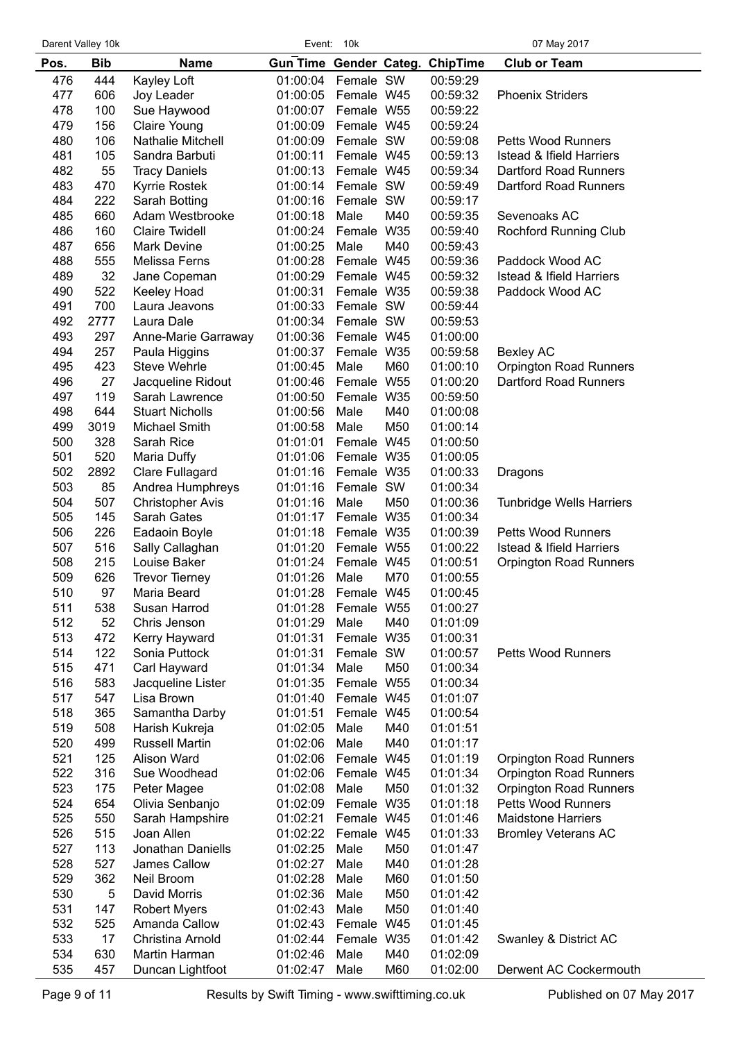| Pos. | Bib | Name | Gun Time | Gender | Categ. | ChipTime | Club or Team |
|---|---|---|---|---|---|---|---|
| 476 | 444 | Kayley Loft | 01:00:04 | Female | SW | 00:59:29 | |
| 477 | 606 | Joy Leader | 01:00:05 | Female | W45 | 00:59:32 | Phoenix Striders |
| 478 | 100 | Sue Haywood | 01:00:07 | Female | W55 | 00:59:22 | |
| 479 | 156 | Claire Young | 01:00:09 | Female | W45 | 00:59:24 | |
| 480 | 106 | Nathalie Mitchell | 01:00:09 | Female | SW | 00:59:08 | Petts Wood Runners |
| 481 | 105 | Sandra Barbuti | 01:00:11 | Female | W45 | 00:59:13 | Istead & Ifield Harriers |
| 482 | 55 | Tracy Daniels | 01:00:13 | Female | W45 | 00:59:34 | Dartford Road Runners |
| 483 | 470 | Kyrrie Rostek | 01:00:14 | Female | SW | 00:59:49 | Dartford Road Runners |
| 484 | 222 | Sarah Botting | 01:00:16 | Female | SW | 00:59:17 | |
| 485 | 660 | Adam Westbrooke | 01:00:18 | Male | M40 | 00:59:35 | Sevenoaks AC |
| 486 | 160 | Claire Twidell | 01:00:24 | Female | W35 | 00:59:40 | Rochford Running Club |
| 487 | 656 | Mark Devine | 01:00:25 | Male | M40 | 00:59:43 | |
| 488 | 555 | Melissa Ferns | 01:00:28 | Female | W45 | 00:59:36 | Paddock Wood AC |
| 489 | 32 | Jane Copeman | 01:00:29 | Female | W45 | 00:59:32 | Istead & Ifield Harriers |
| 490 | 522 | Keeley Hoad | 01:00:31 | Female | W35 | 00:59:38 | Paddock Wood AC |
| 491 | 700 | Laura Jeavons | 01:00:33 | Female | SW | 00:59:44 | |
| 492 | 2777 | Laura Dale | 01:00:34 | Female | SW | 00:59:53 | |
| 493 | 297 | Anne-Marie Garraway | 01:00:36 | Female | W45 | 01:00:00 | |
| 494 | 257 | Paula Higgins | 01:00:37 | Female | W35 | 00:59:58 | Bexley AC |
| 495 | 423 | Steve Wehrle | 01:00:45 | Male | M60 | 01:00:10 | Orpington Road Runners |
| 496 | 27 | Jacqueline Ridout | 01:00:46 | Female | W55 | 01:00:20 | Dartford Road Runners |
| 497 | 119 | Sarah Lawrence | 01:00:50 | Female | W35 | 00:59:50 | |
| 498 | 644 | Stuart Nicholls | 01:00:56 | Male | M40 | 01:00:08 | |
| 499 | 3019 | Michael Smith | 01:00:58 | Male | M50 | 01:00:14 | |
| 500 | 328 | Sarah Rice | 01:01:01 | Female | W45 | 01:00:50 | |
| 501 | 520 | Maria Duffy | 01:01:06 | Female | W35 | 01:00:05 | |
| 502 | 2892 | Clare Fullagard | 01:01:16 | Female | W35 | 01:00:33 | Dragons |
| 503 | 85 | Andrea Humphreys | 01:01:16 | Female | SW | 01:00:34 | |
| 504 | 507 | Christopher Avis | 01:01:16 | Male | M50 | 01:00:36 | Tunbridge Wells Harriers |
| 505 | 145 | Sarah Gates | 01:01:17 | Female | W35 | 01:00:34 | |
| 506 | 226 | Eadaoin Boyle | 01:01:18 | Female | W35 | 01:00:39 | Petts Wood Runners |
| 507 | 516 | Sally Callaghan | 01:01:20 | Female | W55 | 01:00:22 | Istead & Ifield Harriers |
| 508 | 215 | Louise Baker | 01:01:24 | Female | W45 | 01:00:51 | Orpington Road Runners |
| 509 | 626 | Trevor Tierney | 01:01:26 | Male | M70 | 01:00:55 | |
| 510 | 97 | Maria Beard | 01:01:28 | Female | W45 | 01:00:45 | |
| 511 | 538 | Susan Harrod | 01:01:28 | Female | W55 | 01:00:27 | |
| 512 | 52 | Chris Jenson | 01:01:29 | Male | M40 | 01:01:09 | |
| 513 | 472 | Kerry Hayward | 01:01:31 | Female | W35 | 01:00:31 | |
| 514 | 122 | Sonia Puttock | 01:01:31 | Female | SW | 01:00:57 | Petts Wood Runners |
| 515 | 471 | Carl Hayward | 01:01:34 | Male | M50 | 01:00:34 | |
| 516 | 583 | Jacqueline Lister | 01:01:35 | Female | W55 | 01:00:34 | |
| 517 | 547 | Lisa Brown | 01:01:40 | Female | W45 | 01:01:07 | |
| 518 | 365 | Samantha Darby | 01:01:51 | Female | W45 | 01:00:54 | |
| 519 | 508 | Harish Kukreja | 01:02:05 | Male | M40 | 01:01:51 | |
| 520 | 499 | Russell Martin | 01:02:06 | Male | M40 | 01:01:17 | |
| 521 | 125 | Alison Ward | 01:02:06 | Female | W45 | 01:01:19 | Orpington Road Runners |
| 522 | 316 | Sue Woodhead | 01:02:06 | Female | W45 | 01:01:34 | Orpington Road Runners |
| 523 | 175 | Peter Magee | 01:02:08 | Male | M50 | 01:01:32 | Orpington Road Runners |
| 524 | 654 | Olivia Senbanjo | 01:02:09 | Female | W35 | 01:01:18 | Petts Wood Runners |
| 525 | 550 | Sarah Hampshire | 01:02:21 | Female | W45 | 01:01:46 | Maidstone Harriers |
| 526 | 515 | Joan Allen | 01:02:22 | Female | W45 | 01:01:33 | Bromley Veterans AC |
| 527 | 113 | Jonathan Daniells | 01:02:25 | Male | M50 | 01:01:47 | |
| 528 | 527 | James Callow | 01:02:27 | Male | M40 | 01:01:28 | |
| 529 | 362 | Neil Broom | 01:02:28 | Male | M60 | 01:01:50 | |
| 530 | 5 | David Morris | 01:02:36 | Male | M50 | 01:01:42 | |
| 531 | 147 | Robert Myers | 01:02:43 | Male | M50 | 01:01:40 | |
| 532 | 525 | Amanda Callow | 01:02:43 | Female | W45 | 01:01:45 | |
| 533 | 17 | Christina Arnold | 01:02:44 | Female | W35 | 01:01:42 | Swanley & District AC |
| 534 | 630 | Martin Harman | 01:02:46 | Male | M40 | 01:02:09 | |
| 535 | 457 | Duncan Lightfoot | 01:02:47 | Male | M60 | 01:02:00 | Derwent AC Cockermouth |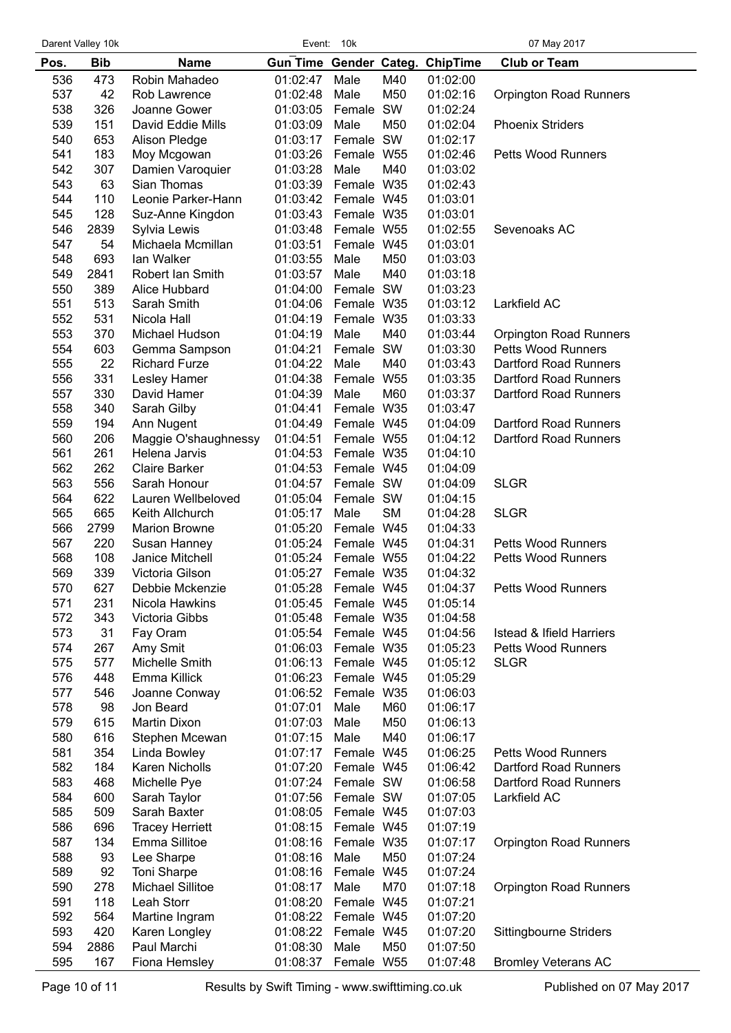| Pos. | Bib | Name | Gun Time | Gender | Categ. | ChipTime | Club or Team |
|---|---|---|---|---|---|---|---|
| 536 | 473 | Robin Mahadeo | 01:02:47 | Male | M40 | 01:02:00 | |
| 537 | 42 | Rob Lawrence | 01:02:48 | Male | M50 | 01:02:16 | Orpington Road Runners |
| 538 | 326 | Joanne Gower | 01:03:05 | Female | SW | 01:02:24 | |
| 539 | 151 | David Eddie Mills | 01:03:09 | Male | M50 | 01:02:04 | Phoenix Striders |
| 540 | 653 | Alison Pledge | 01:03:17 | Female | SW | 01:02:17 | |
| 541 | 183 | Moy Mcgowan | 01:03:26 | Female | W55 | 01:02:46 | Petts Wood Runners |
| 542 | 307 | Damien Varoquier | 01:03:28 | Male | M40 | 01:03:02 | |
| 543 | 63 | Sian Thomas | 01:03:39 | Female | W35 | 01:02:43 | |
| 544 | 110 | Leonie Parker-Hann | 01:03:42 | Female | W45 | 01:03:01 | |
| 545 | 128 | Suz-Anne Kingdon | 01:03:43 | Female | W35 | 01:03:01 | |
| 546 | 2839 | Sylvia Lewis | 01:03:48 | Female | W55 | 01:02:55 | Sevenoaks AC |
| 547 | 54 | Michaela Mcmillan | 01:03:51 | Female | W45 | 01:03:01 | |
| 548 | 693 | Ian Walker | 01:03:55 | Male | M50 | 01:03:03 | |
| 549 | 2841 | Robert Ian Smith | 01:03:57 | Male | M40 | 01:03:18 | |
| 550 | 389 | Alice Hubbard | 01:04:00 | Female | SW | 01:03:23 | |
| 551 | 513 | Sarah Smith | 01:04:06 | Female | W35 | 01:03:12 | Larkfield AC |
| 552 | 531 | Nicola Hall | 01:04:19 | Female | W35 | 01:03:33 | |
| 553 | 370 | Michael Hudson | 01:04:19 | Male | M40 | 01:03:44 | Orpington Road Runners |
| 554 | 603 | Gemma Sampson | 01:04:21 | Female | SW | 01:03:30 | Petts Wood Runners |
| 555 | 22 | Richard Furze | 01:04:22 | Male | M40 | 01:03:43 | Dartford Road Runners |
| 556 | 331 | Lesley Hamer | 01:04:38 | Female | W55 | 01:03:35 | Dartford Road Runners |
| 557 | 330 | David Hamer | 01:04:39 | Male | M60 | 01:03:37 | Dartford Road Runners |
| 558 | 340 | Sarah Gilby | 01:04:41 | Female | W35 | 01:03:47 | |
| 559 | 194 | Ann Nugent | 01:04:49 | Female | W45 | 01:04:09 | Dartford Road Runners |
| 560 | 206 | Maggie O'shaughnessy | 01:04:51 | Female | W55 | 01:04:12 | Dartford Road Runners |
| 561 | 261 | Helena Jarvis | 01:04:53 | Female | W35 | 01:04:10 | |
| 562 | 262 | Claire Barker | 01:04:53 | Female | W45 | 01:04:09 | |
| 563 | 556 | Sarah Honour | 01:04:57 | Female | SW | 01:04:09 | SLGR |
| 564 | 622 | Lauren Wellbeloved | 01:05:04 | Female | SW | 01:04:15 | |
| 565 | 665 | Keith Allchurch | 01:05:17 | Male | SM | 01:04:28 | SLGR |
| 566 | 2799 | Marion Browne | 01:05:20 | Female | W45 | 01:04:33 | |
| 567 | 220 | Susan Hanney | 01:05:24 | Female | W45 | 01:04:31 | Petts Wood Runners |
| 568 | 108 | Janice Mitchell | 01:05:24 | Female | W55 | 01:04:22 | Petts Wood Runners |
| 569 | 339 | Victoria Gilson | 01:05:27 | Female | W35 | 01:04:32 | |
| 570 | 627 | Debbie Mckenzie | 01:05:28 | Female | W45 | 01:04:37 | Petts Wood Runners |
| 571 | 231 | Nicola Hawkins | 01:05:45 | Female | W45 | 01:05:14 | |
| 572 | 343 | Victoria Gibbs | 01:05:48 | Female | W35 | 01:04:58 | |
| 573 | 31 | Fay Oram | 01:05:54 | Female | W45 | 01:04:56 | Istead & Ifield Harriers |
| 574 | 267 | Amy Smit | 01:06:03 | Female | W35 | 01:05:23 | Petts Wood Runners |
| 575 | 577 | Michelle Smith | 01:06:13 | Female | W45 | 01:05:12 | SLGR |
| 576 | 448 | Emma Killick | 01:06:23 | Female | W45 | 01:05:29 | |
| 577 | 546 | Joanne Conway | 01:06:52 | Female | W35 | 01:06:03 | |
| 578 | 98 | Jon Beard | 01:07:01 | Male | M60 | 01:06:17 | |
| 579 | 615 | Martin Dixon | 01:07:03 | Male | M50 | 01:06:13 | |
| 580 | 616 | Stephen Mcewan | 01:07:15 | Male | M40 | 01:06:17 | |
| 581 | 354 | Linda Bowley | 01:07:17 | Female | W45 | 01:06:25 | Petts Wood Runners |
| 582 | 184 | Karen Nicholls | 01:07:20 | Female | W45 | 01:06:42 | Dartford Road Runners |
| 583 | 468 | Michelle Pye | 01:07:24 | Female | SW | 01:06:58 | Dartford Road Runners |
| 584 | 600 | Sarah Taylor | 01:07:56 | Female | SW | 01:07:05 | Larkfield AC |
| 585 | 509 | Sarah Baxter | 01:08:05 | Female | W45 | 01:07:03 | |
| 586 | 696 | Tracey Herriett | 01:08:15 | Female | W45 | 01:07:19 | |
| 587 | 134 | Emma Sillitoe | 01:08:16 | Female | W35 | 01:07:17 | Orpington Road Runners |
| 588 | 93 | Lee Sharpe | 01:08:16 | Male | M50 | 01:07:24 | |
| 589 | 92 | Toni Sharpe | 01:08:16 | Female | W45 | 01:07:24 | |
| 590 | 278 | Michael Sillitoe | 01:08:17 | Male | M70 | 01:07:18 | Orpington Road Runners |
| 591 | 118 | Leah Storr | 01:08:20 | Female | W45 | 01:07:21 | |
| 592 | 564 | Martine Ingram | 01:08:22 | Female | W45 | 01:07:20 | |
| 593 | 420 | Karen Longley | 01:08:22 | Female | W45 | 01:07:20 | Sittingbourne Striders |
| 594 | 2886 | Paul Marchi | 01:08:30 | Male | M50 | 01:07:50 | |
| 595 | 167 | Fiona Hemsley | 01:08:37 | Female | W55 | 01:07:48 | Bromley Veterans AC |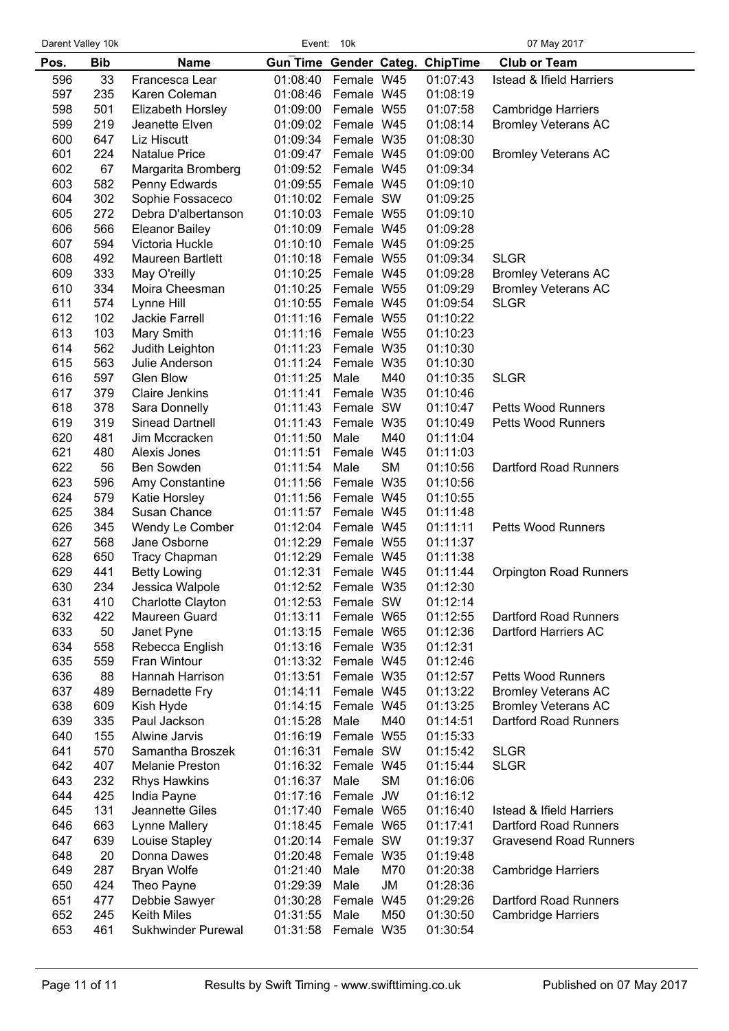| Pos. | Bib | Name | Gun Time | Gender | Categ. | ChipTime | Club or Team |
|---|---|---|---|---|---|---|---|
| 596 | 33 | Francesca Lear | 01:08:40 | Female | W45 | 01:07:43 | Istead & Ifield Harriers |
| 597 | 235 | Karen Coleman | 01:08:46 | Female | W45 | 01:08:19 | |
| 598 | 501 | Elizabeth Horsley | 01:09:00 | Female | W55 | 01:07:58 | Cambridge Harriers |
| 599 | 219 | Jeanette Elven | 01:09:02 | Female | W45 | 01:08:14 | Bromley Veterans AC |
| 600 | 647 | Liz Hiscutt | 01:09:34 | Female | W35 | 01:08:30 | |
| 601 | 224 | Natalue Price | 01:09:47 | Female | W45 | 01:09:00 | Bromley Veterans AC |
| 602 | 67 | Margarita Bromberg | 01:09:52 | Female | W45 | 01:09:34 | |
| 603 | 582 | Penny Edwards | 01:09:55 | Female | W45 | 01:09:10 | |
| 604 | 302 | Sophie Fossaceco | 01:10:02 | Female | SW | 01:09:25 | |
| 605 | 272 | Debra D'albertanson | 01:10:03 | Female | W55 | 01:09:10 | |
| 606 | 566 | Eleanor Bailey | 01:10:09 | Female | W45 | 01:09:28 | |
| 607 | 594 | Victoria Huckle | 01:10:10 | Female | W45 | 01:09:25 | |
| 608 | 492 | Maureen Bartlett | 01:10:18 | Female | W55 | 01:09:34 | SLGR |
| 609 | 333 | May O'reilly | 01:10:25 | Female | W45 | 01:09:28 | Bromley Veterans AC |
| 610 | 334 | Moira Cheesman | 01:10:25 | Female | W55 | 01:09:29 | Bromley Veterans AC |
| 611 | 574 | Lynne Hill | 01:10:55 | Female | W45 | 01:09:54 | SLGR |
| 612 | 102 | Jackie Farrell | 01:11:16 | Female | W55 | 01:10:22 | |
| 613 | 103 | Mary Smith | 01:11:16 | Female | W55 | 01:10:23 | |
| 614 | 562 | Judith Leighton | 01:11:23 | Female | W35 | 01:10:30 | |
| 615 | 563 | Julie Anderson | 01:11:24 | Female | W35 | 01:10:30 | |
| 616 | 597 | Glen Blow | 01:11:25 | Male | M40 | 01:10:35 | SLGR |
| 617 | 379 | Claire Jenkins | 01:11:41 | Female | W35 | 01:10:46 | |
| 618 | 378 | Sara Donnelly | 01:11:43 | Female | SW | 01:10:47 | Petts Wood Runners |
| 619 | 319 | Sinead Dartnell | 01:11:43 | Female | W35 | 01:10:49 | Petts Wood Runners |
| 620 | 481 | Jim Mccracken | 01:11:50 | Male | M40 | 01:11:04 | |
| 621 | 480 | Alexis Jones | 01:11:51 | Female | W45 | 01:11:03 | |
| 622 | 56 | Ben Sowden | 01:11:54 | Male | SM | 01:10:56 | Dartford Road Runners |
| 623 | 596 | Amy Constantine | 01:11:56 | Female | W35 | 01:10:56 | |
| 624 | 579 | Katie Horsley | 01:11:56 | Female | W45 | 01:10:55 | |
| 625 | 384 | Susan Chance | 01:11:57 | Female | W45 | 01:11:48 | |
| 626 | 345 | Wendy Le Comber | 01:12:04 | Female | W45 | 01:11:11 | Petts Wood Runners |
| 627 | 568 | Jane Osborne | 01:12:29 | Female | W55 | 01:11:37 | |
| 628 | 650 | Tracy Chapman | 01:12:29 | Female | W45 | 01:11:38 | |
| 629 | 441 | Betty Lowing | 01:12:31 | Female | W45 | 01:11:44 | Orpington Road Runners |
| 630 | 234 | Jessica Walpole | 01:12:52 | Female | W35 | 01:12:30 | |
| 631 | 410 | Charlotte Clayton | 01:12:53 | Female | SW | 01:12:14 | |
| 632 | 422 | Maureen Guard | 01:13:11 | Female | W65 | 01:12:55 | Dartford Road Runners |
| 633 | 50 | Janet Pyne | 01:13:15 | Female | W65 | 01:12:36 | Dartford Harriers AC |
| 634 | 558 | Rebecca English | 01:13:16 | Female | W35 | 01:12:31 | |
| 635 | 559 | Fran Wintour | 01:13:32 | Female | W45 | 01:12:46 | |
| 636 | 88 | Hannah Harrison | 01:13:51 | Female | W35 | 01:12:57 | Petts Wood Runners |
| 637 | 489 | Bernadette Fry | 01:14:11 | Female | W45 | 01:13:22 | Bromley Veterans AC |
| 638 | 609 | Kish Hyde | 01:14:15 | Female | W45 | 01:13:25 | Bromley Veterans AC |
| 639 | 335 | Paul Jackson | 01:15:28 | Male | M40 | 01:14:51 | Dartford Road Runners |
| 640 | 155 | Alwine Jarvis | 01:16:19 | Female | W55 | 01:15:33 | |
| 641 | 570 | Samantha Broszek | 01:16:31 | Female | SW | 01:15:42 | SLGR |
| 642 | 407 | Melanie Preston | 01:16:32 | Female | W45 | 01:15:44 | SLGR |
| 643 | 232 | Rhys Hawkins | 01:16:37 | Male | SM | 01:16:06 | |
| 644 | 425 | India Payne | 01:17:16 | Female | JW | 01:16:12 | |
| 645 | 131 | Jeannette Giles | 01:17:40 | Female | W65 | 01:16:40 | Istead & Ifield Harriers |
| 646 | 663 | Lynne Mallery | 01:18:45 | Female | W65 | 01:17:41 | Dartford Road Runners |
| 647 | 639 | Louise Stapley | 01:20:14 | Female | SW | 01:19:37 | Gravesend Road Runners |
| 648 | 20 | Donna Dawes | 01:20:48 | Female | W35 | 01:19:48 | |
| 649 | 287 | Bryan Wolfe | 01:21:40 | Male | M70 | 01:20:38 | Cambridge Harriers |
| 650 | 424 | Theo Payne | 01:29:39 | Male | JM | 01:28:36 | |
| 651 | 477 | Debbie Sawyer | 01:30:28 | Female | W45 | 01:29:26 | Dartford Road Runners |
| 652 | 245 | Keith Miles | 01:31:55 | Male | M50 | 01:30:50 | Cambridge Harriers |
| 653 | 461 | Sukhwinder Purewal | 01:31:58 | Female | W35 | 01:30:54 | |